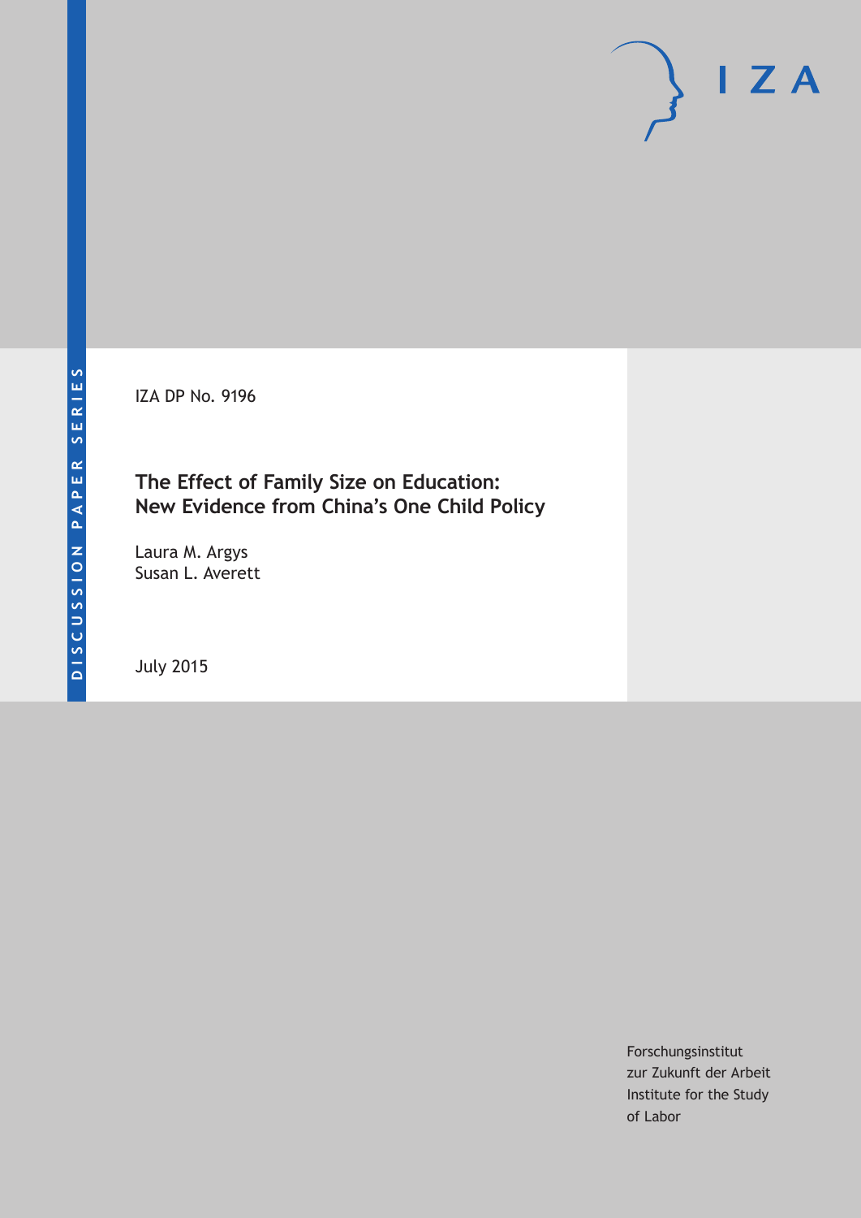IZA DP No. 9196

# The Effect of Family Size on Education: New Evidence from China's One Child Policy

Laura M. Argys
Susan L. Averett

July 2015

Forschungsinstitut
zur Zukunft der Arbeit
Institute for the Study
of Labor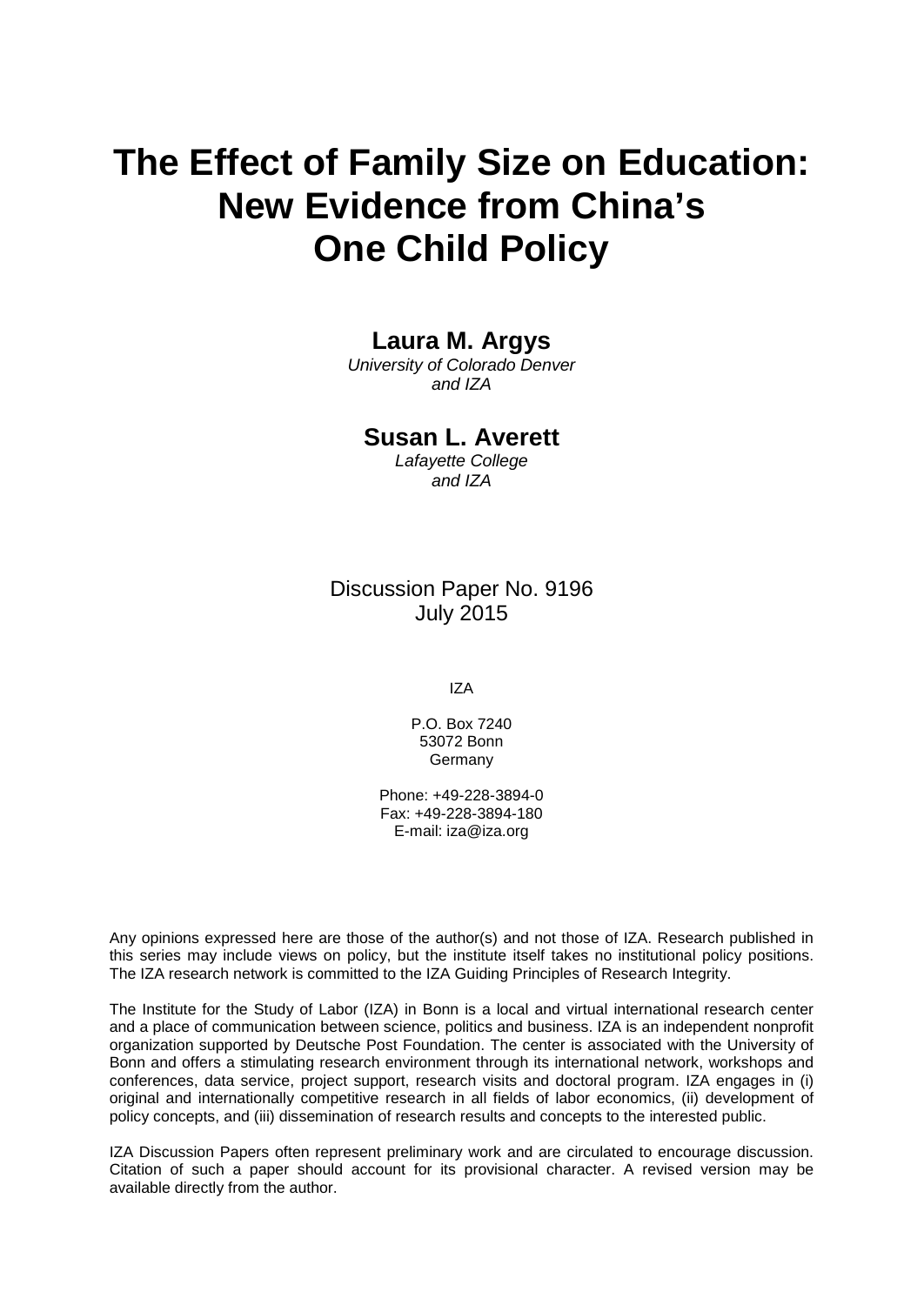# The Effect of Family Size on Education: New Evidence from China's One Child Policy

**Laura M. Argys**
*University of Colorado Denver and IZA*

**Susan L. Averett**
*Lafayette College and IZA*

Discussion Paper No. 9196
July 2015

IZA

P.O. Box 7240
53072 Bonn
Germany

Phone: +49-228-3894-0
Fax: +49-228-3894-180
E-mail: iza@iza.org

Any opinions expressed here are those of the author(s) and not those of IZA. Research published in this series may include views on policy, but the institute itself takes no institutional policy positions. The IZA research network is committed to the IZA Guiding Principles of Research Integrity.

The Institute for the Study of Labor (IZA) in Bonn is a local and virtual international research center and a place of communication between science, politics and business. IZA is an independent nonprofit organization supported by Deutsche Post Foundation. The center is associated with the University of Bonn and offers a stimulating research environment through its international network, workshops and conferences, data service, project support, research visits and doctoral program. IZA engages in (i) original and internationally competitive research in all fields of labor economics, (ii) development of policy concepts, and (iii) dissemination of research results and concepts to the interested public.

IZA Discussion Papers often represent preliminary work and are circulated to encourage discussion. Citation of such a paper should account for its provisional character. A revised version may be available directly from the author.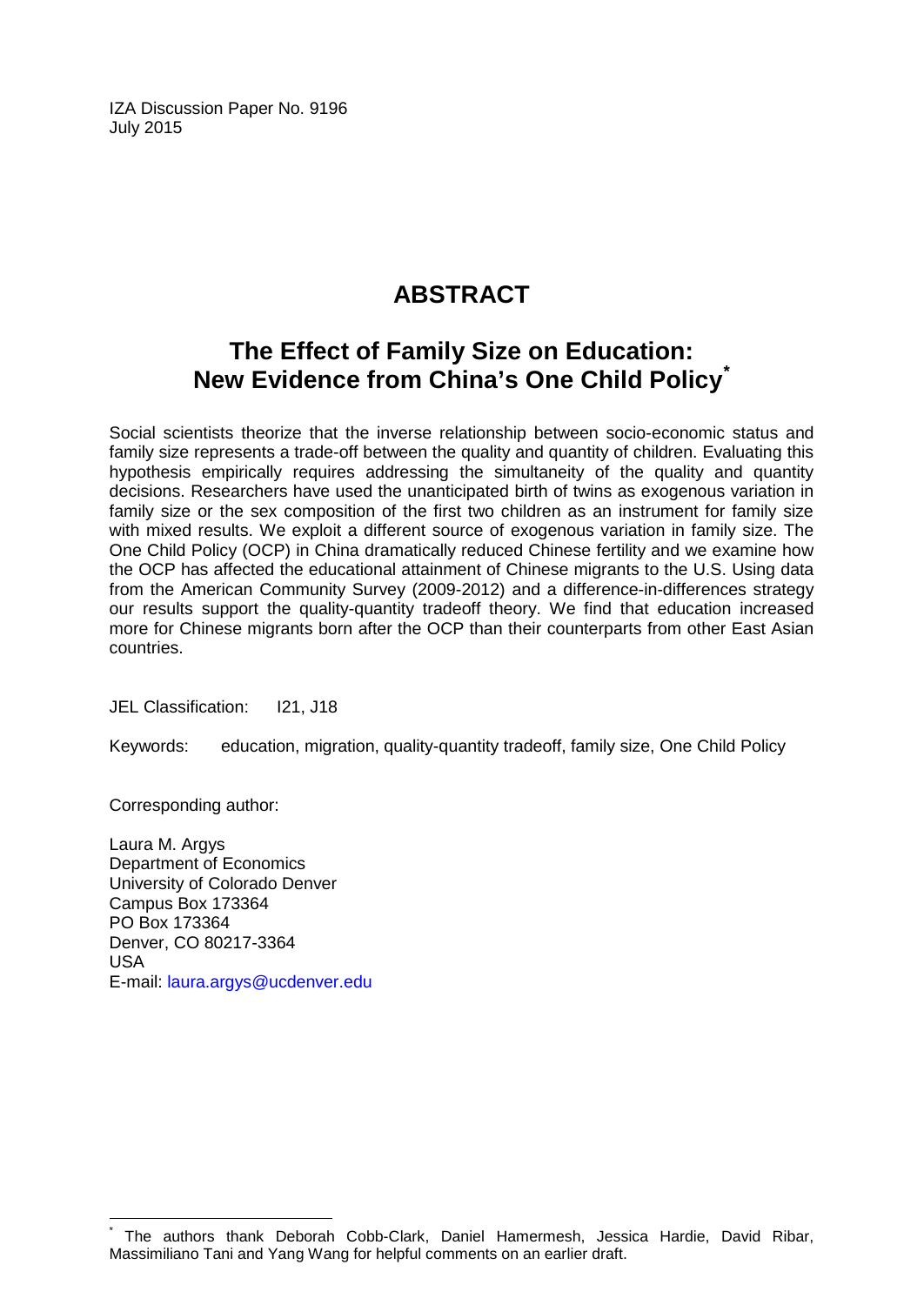IZA Discussion Paper No. 9196
July 2015

# ABSTRACT

## The Effect of Family Size on Education: New Evidence from China's One Child Policy[*]

Social scientists theorize that the inverse relationship between socio-economic status and family size represents a trade-off between the quality and quantity of children. Evaluating this hypothesis empirically requires addressing the simultaneity of the quality and quantity decisions. Researchers have used the unanticipated birth of twins as exogenous variation in family size or the sex composition of the first two children as an instrument for family size with mixed results. We exploit a different source of exogenous variation in family size. The One Child Policy (OCP) in China dramatically reduced Chinese fertility and we examine how the OCP has affected the educational attainment of Chinese migrants to the U.S. Using data from the American Community Survey (2009-2012) and a difference-in-differences strategy our results support the quality-quantity tradeoff theory. We find that education increased more for Chinese migrants born after the OCP than their counterparts from other East Asian countries.

JEL Classification: I21, J18

Keywords: education, migration, quality-quantity tradeoff, family size, One Child Policy

Corresponding author:

Laura M. Argys
Department of Economics
University of Colorado Denver
Campus Box 173364
PO Box 173364
Denver, CO 80217-3364
USA
E-mail: laura.argys@ucdenver.edu

[*] The authors thank Deborah Cobb-Clark, Daniel Hamermesh, Jessica Hardie, David Ribar, Massimiliano Tani and Yang Wang for helpful comments on an earlier draft.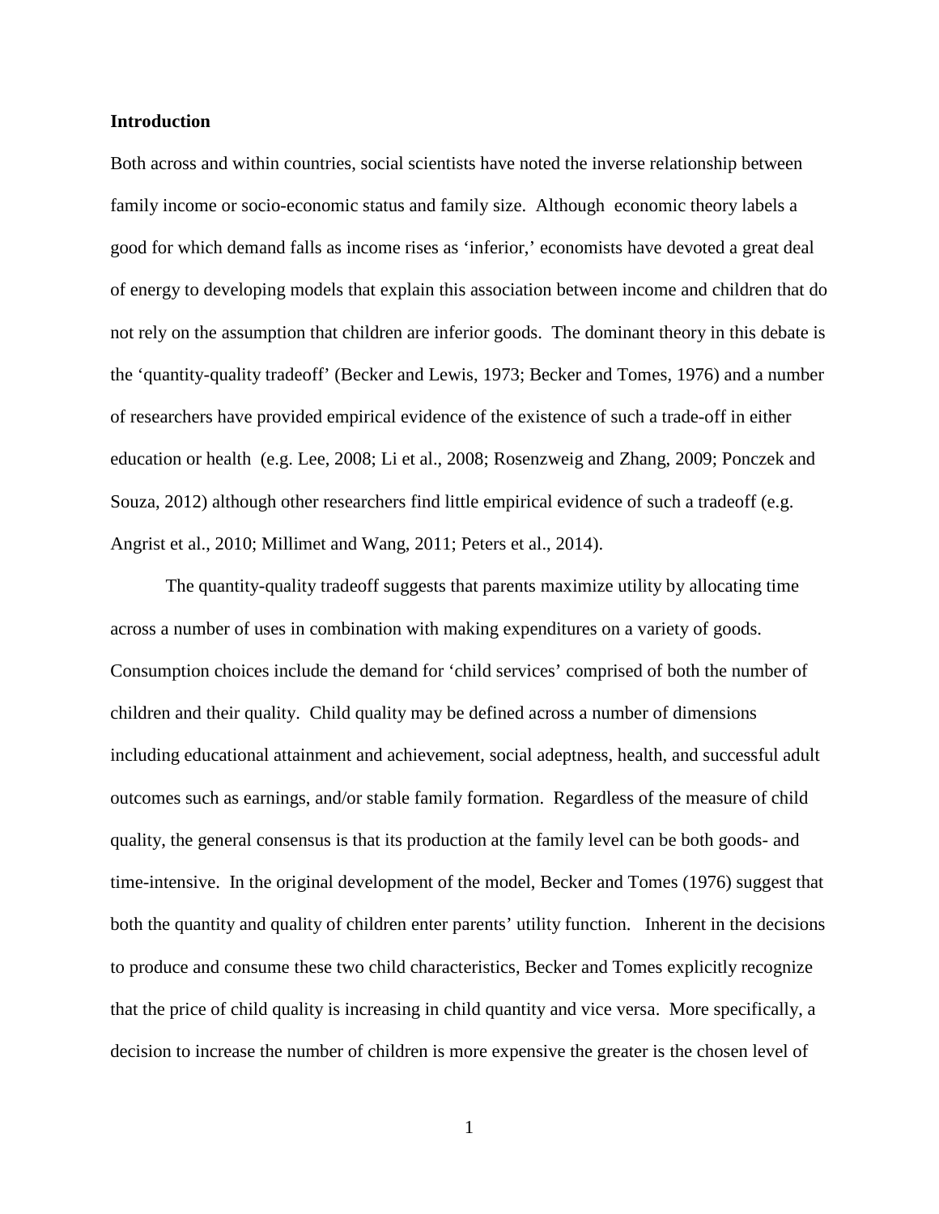## Introduction

Both across and within countries, social scientists have noted the inverse relationship between family income or socio-economic status and family size. Although economic theory labels a good for which demand falls as income rises as 'inferior,' economists have devoted a great deal of energy to developing models that explain this association between income and children that do not rely on the assumption that children are inferior goods. The dominant theory in this debate is the 'quantity-quality tradeoff' (Becker and Lewis, 1973; Becker and Tomes, 1976) and a number of researchers have provided empirical evidence of the existence of such a trade-off in either education or health (e.g. Lee, 2008; Li et al., 2008; Rosenzweig and Zhang, 2009; Ponczek and Souza, 2012) although other researchers find little empirical evidence of such a tradeoff (e.g. Angrist et al., 2010; Millimet and Wang, 2011; Peters et al., 2014).

The quantity-quality tradeoff suggests that parents maximize utility by allocating time across a number of uses in combination with making expenditures on a variety of goods. Consumption choices include the demand for 'child services' comprised of both the number of children and their quality. Child quality may be defined across a number of dimensions including educational attainment and achievement, social adeptness, health, and successful adult outcomes such as earnings, and/or stable family formation. Regardless of the measure of child quality, the general consensus is that its production at the family level can be both goods- and time-intensive. In the original development of the model, Becker and Tomes (1976) suggest that both the quantity and quality of children enter parents' utility function. Inherent in the decisions to produce and consume these two child characteristics, Becker and Tomes explicitly recognize that the price of child quality is increasing in child quantity and vice versa. More specifically, a decision to increase the number of children is more expensive the greater is the chosen level of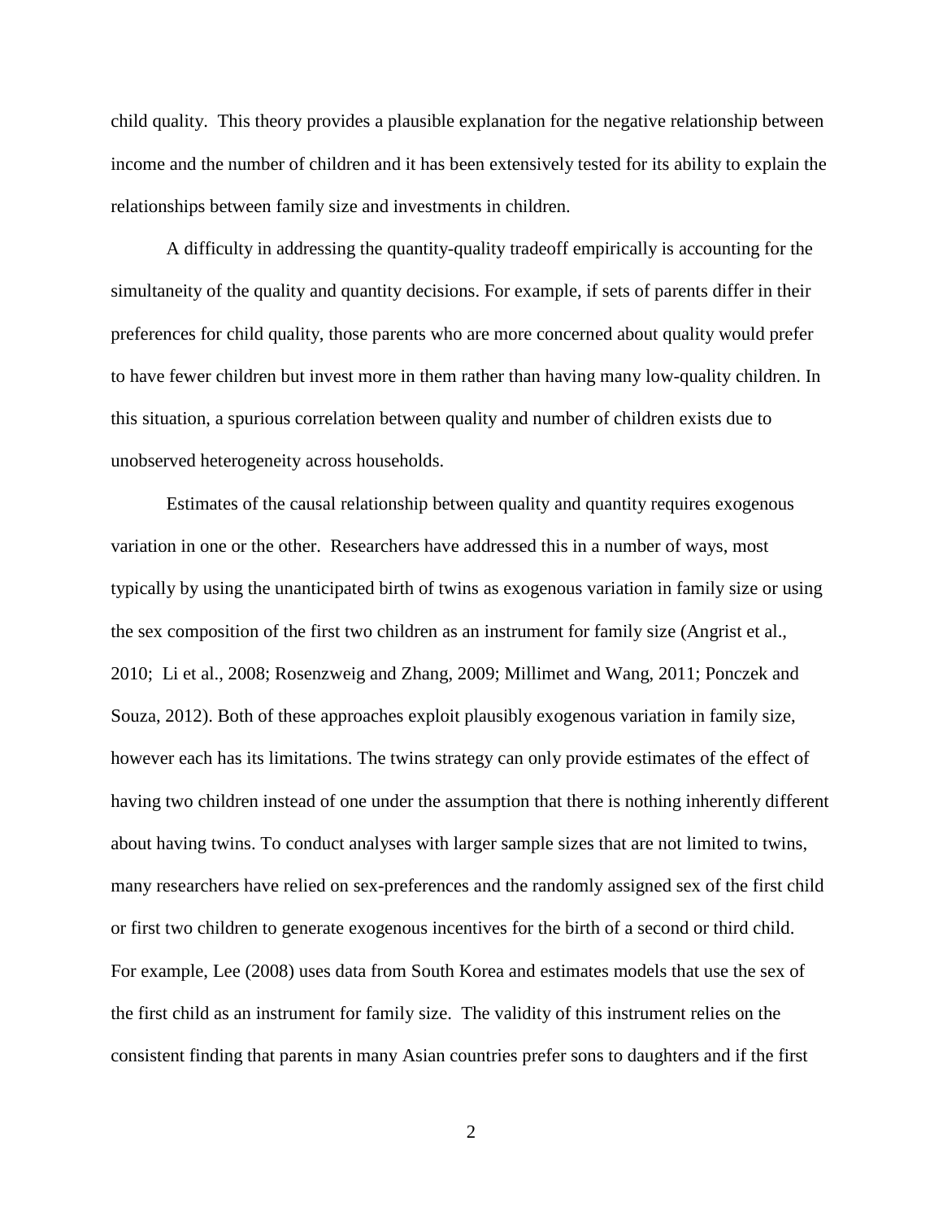child quality. This theory provides a plausible explanation for the negative relationship between income and the number of children and it has been extensively tested for its ability to explain the relationships between family size and investments in children.

A difficulty in addressing the quantity-quality tradeoff empirically is accounting for the simultaneity of the quality and quantity decisions. For example, if sets of parents differ in their preferences for child quality, those parents who are more concerned about quality would prefer to have fewer children but invest more in them rather than having many low-quality children. In this situation, a spurious correlation between quality and number of children exists due to unobserved heterogeneity across households.

Estimates of the causal relationship between quality and quantity requires exogenous variation in one or the other. Researchers have addressed this in a number of ways, most typically by using the unanticipated birth of twins as exogenous variation in family size or using the sex composition of the first two children as an instrument for family size (Angrist et al., 2010; Li et al., 2008; Rosenzweig and Zhang, 2009; Millimet and Wang, 2011; Ponczek and Souza, 2012). Both of these approaches exploit plausibly exogenous variation in family size, however each has its limitations. The twins strategy can only provide estimates of the effect of having two children instead of one under the assumption that there is nothing inherently different about having twins. To conduct analyses with larger sample sizes that are not limited to twins, many researchers have relied on sex-preferences and the randomly assigned sex of the first child or first two children to generate exogenous incentives for the birth of a second or third child. For example, Lee (2008) uses data from South Korea and estimates models that use the sex of the first child as an instrument for family size. The validity of this instrument relies on the consistent finding that parents in many Asian countries prefer sons to daughters and if the first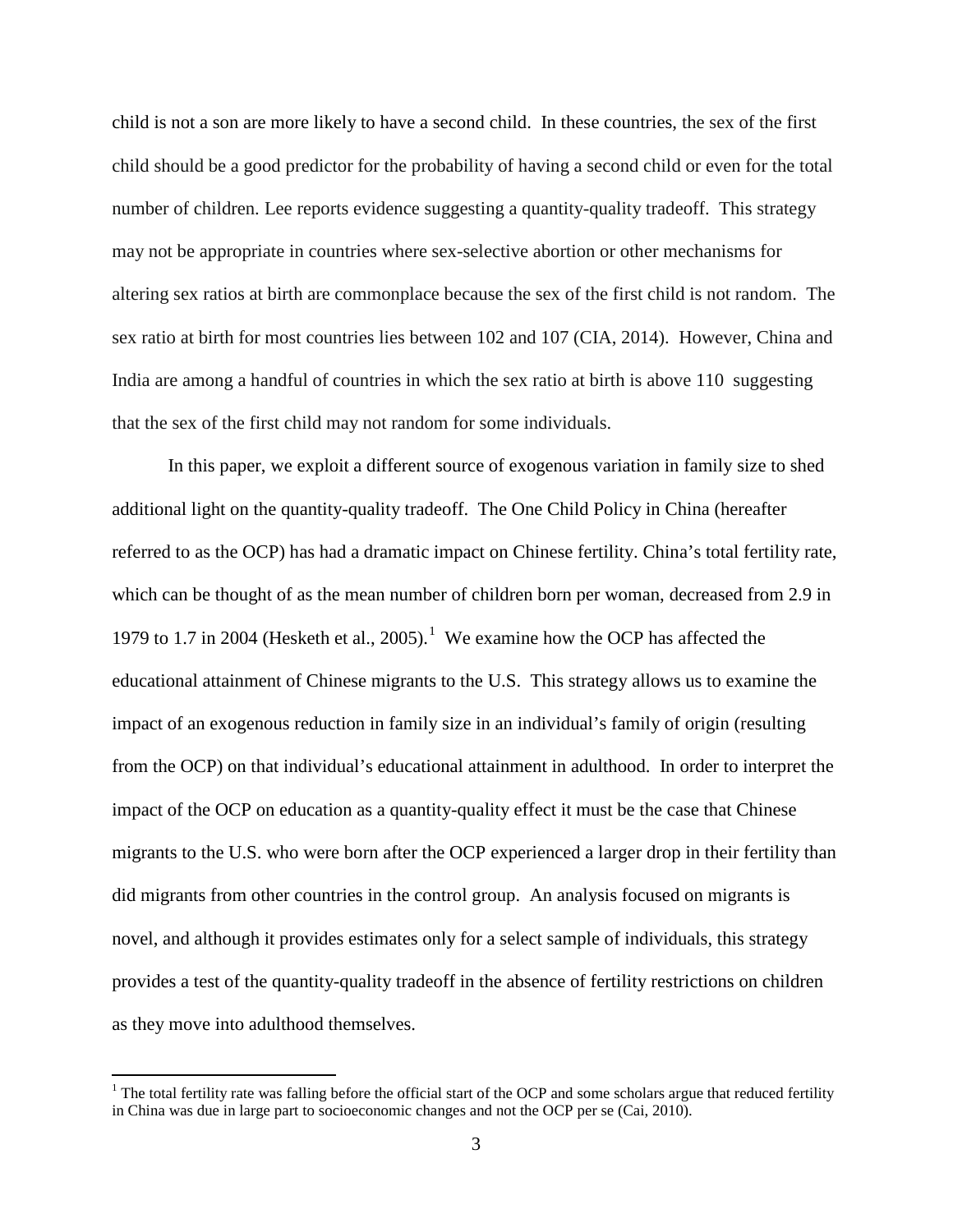child is not a son are more likely to have a second child. In these countries, the sex of the first child should be a good predictor for the probability of having a second child or even for the total number of children. Lee reports evidence suggesting a quantity-quality tradeoff. This strategy may not be appropriate in countries where sex-selective abortion or other mechanisms for altering sex ratios at birth are commonplace because the sex of the first child is not random. The sex ratio at birth for most countries lies between 102 and 107 (CIA, 2014). However, China and India are among a handful of countries in which the sex ratio at birth is above 110 suggesting that the sex of the first child may not random for some individuals.

In this paper, we exploit a different source of exogenous variation in family size to shed additional light on the quantity-quality tradeoff. The One Child Policy in China (hereafter referred to as the OCP) has had a dramatic impact on Chinese fertility. China's total fertility rate, which can be thought of as the mean number of children born per woman, decreased from 2.9 in 1979 to 1.7 in 2004 (Hesketh et al., 2005).[1] We examine how the OCP has affected the educational attainment of Chinese migrants to the U.S. This strategy allows us to examine the impact of an exogenous reduction in family size in an individual's family of origin (resulting from the OCP) on that individual's educational attainment in adulthood. In order to interpret the impact of the OCP on education as a quantity-quality effect it must be the case that Chinese migrants to the U.S. who were born after the OCP experienced a larger drop in their fertility than did migrants from other countries in the control group. An analysis focused on migrants is novel, and although it provides estimates only for a select sample of individuals, this strategy provides a test of the quantity-quality tradeoff in the absence of fertility restrictions on children as they move into adulthood themselves.

[1] The total fertility rate was falling before the official start of the OCP and some scholars argue that reduced fertility in China was due in large part to socioeconomic changes and not the OCP per se (Cai, 2010).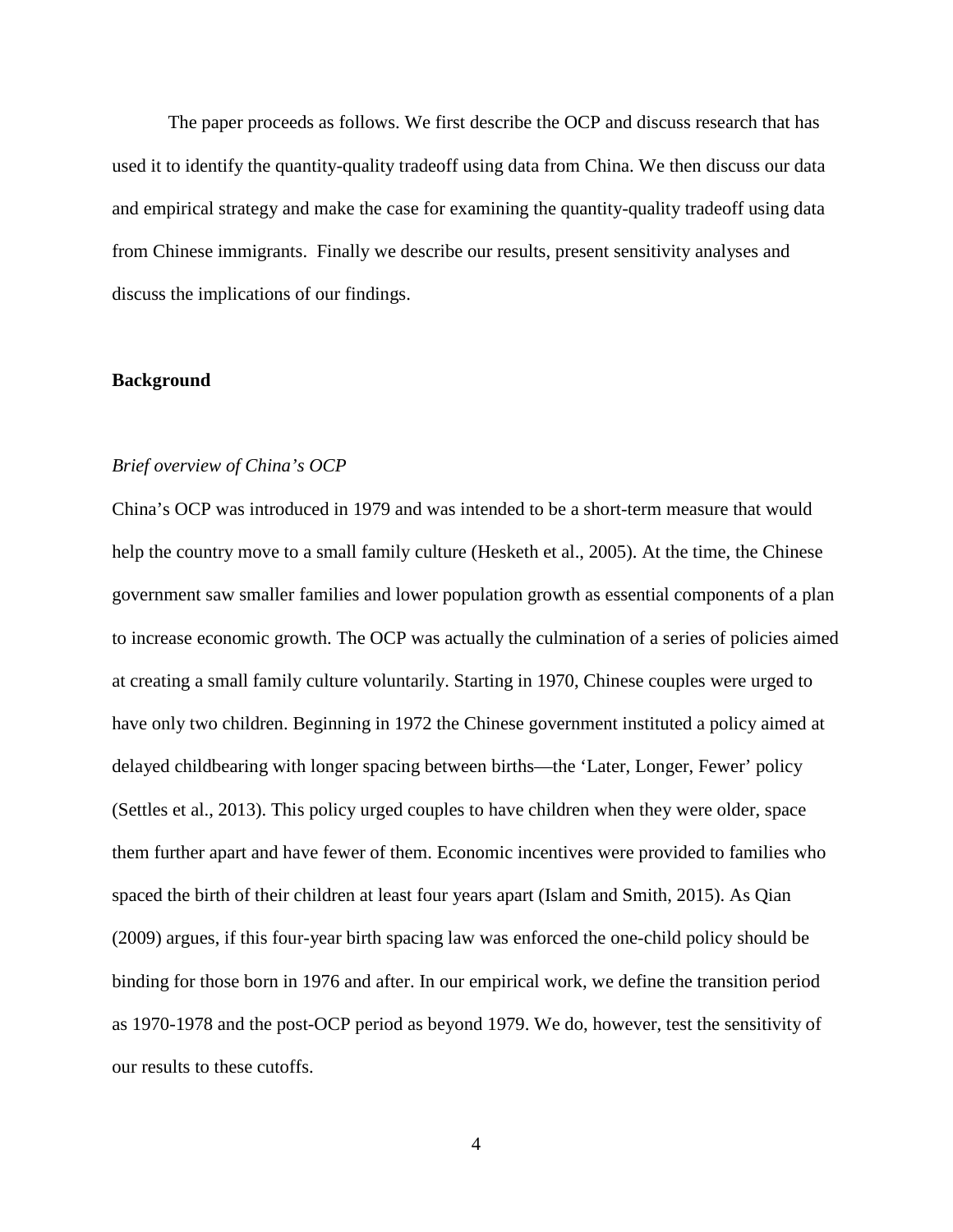The paper proceeds as follows. We first describe the OCP and discuss research that has used it to identify the quantity-quality tradeoff using data from China. We then discuss our data and empirical strategy and make the case for examining the quantity-quality tradeoff using data from Chinese immigrants. Finally we describe our results, present sensitivity analyses and discuss the implications of our findings.

## Background

### *Brief overview of China's OCP*

China's OCP was introduced in 1979 and was intended to be a short-term measure that would help the country move to a small family culture (Hesketh et al., 2005). At the time, the Chinese government saw smaller families and lower population growth as essential components of a plan to increase economic growth. The OCP was actually the culmination of a series of policies aimed at creating a small family culture voluntarily. Starting in 1970, Chinese couples were urged to have only two children. Beginning in 1972 the Chinese government instituted a policy aimed at delayed childbearing with longer spacing between births—the 'Later, Longer, Fewer' policy (Settles et al., 2013). This policy urged couples to have children when they were older, space them further apart and have fewer of them. Economic incentives were provided to families who spaced the birth of their children at least four years apart (Islam and Smith, 2015). As Qian (2009) argues, if this four-year birth spacing law was enforced the one-child policy should be binding for those born in 1976 and after. In our empirical work, we define the transition period as 1970-1978 and the post-OCP period as beyond 1979. We do, however, test the sensitivity of our results to these cutoffs.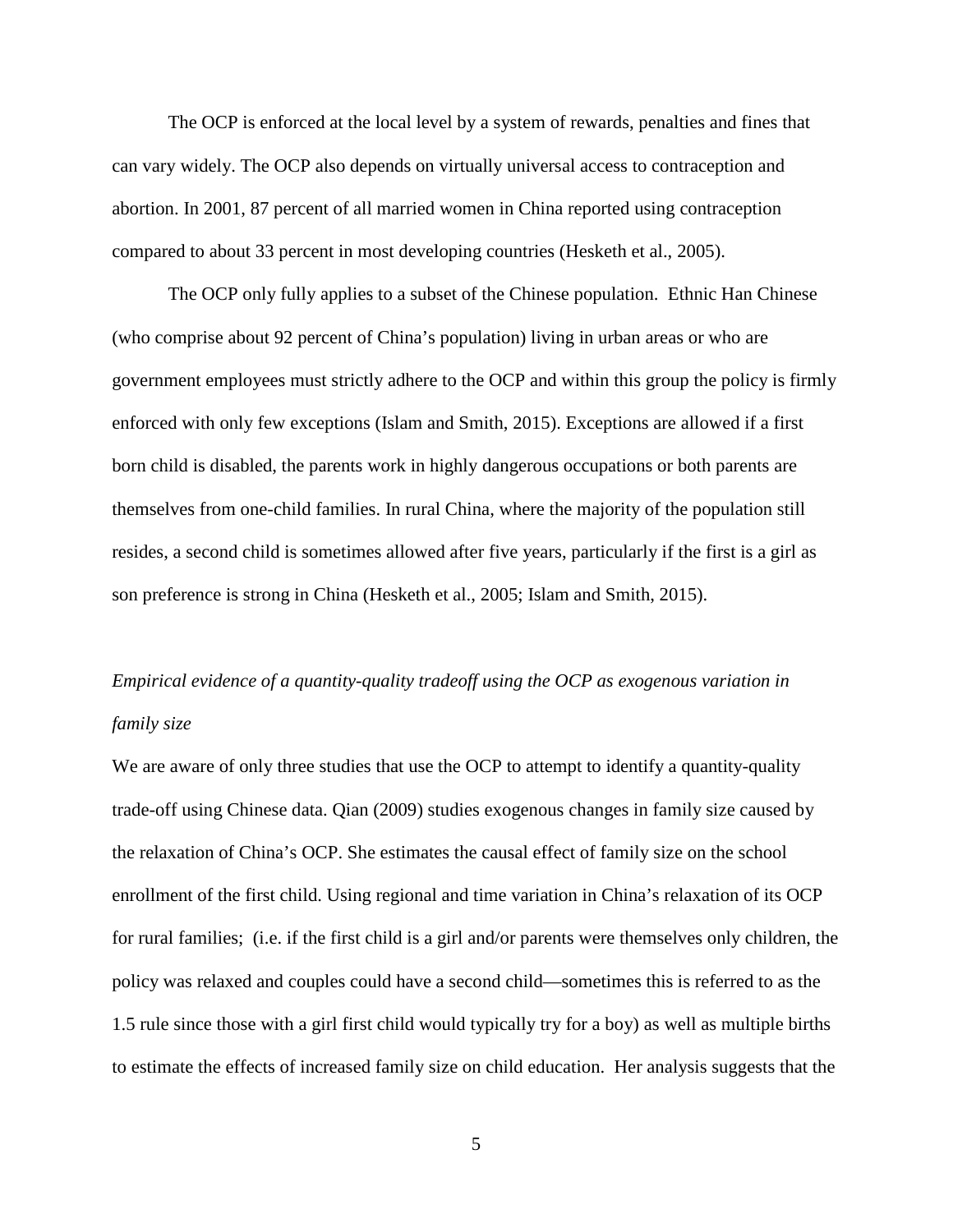The OCP is enforced at the local level by a system of rewards, penalties and fines that can vary widely. The OCP also depends on virtually universal access to contraception and abortion. In 2001, 87 percent of all married women in China reported using contraception compared to about 33 percent in most developing countries (Hesketh et al., 2005).

The OCP only fully applies to a subset of the Chinese population. Ethnic Han Chinese (who comprise about 92 percent of China's population) living in urban areas or who are government employees must strictly adhere to the OCP and within this group the policy is firmly enforced with only few exceptions (Islam and Smith, 2015). Exceptions are allowed if a first born child is disabled, the parents work in highly dangerous occupations or both parents are themselves from one-child families. In rural China, where the majority of the population still resides, a second child is sometimes allowed after five years, particularly if the first is a girl as son preference is strong in China (Hesketh et al., 2005; Islam and Smith, 2015).

*Empirical evidence of a quantity-quality tradeoff using the OCP as exogenous variation in family size*

We are aware of only three studies that use the OCP to attempt to identify a quantity-quality trade-off using Chinese data. Qian (2009) studies exogenous changes in family size caused by the relaxation of China's OCP. She estimates the causal effect of family size on the school enrollment of the first child. Using regional and time variation in China's relaxation of its OCP for rural families; (i.e. if the first child is a girl and/or parents were themselves only children, the policy was relaxed and couples could have a second child—sometimes this is referred to as the 1.5 rule since those with a girl first child would typically try for a boy) as well as multiple births to estimate the effects of increased family size on child education. Her analysis suggests that the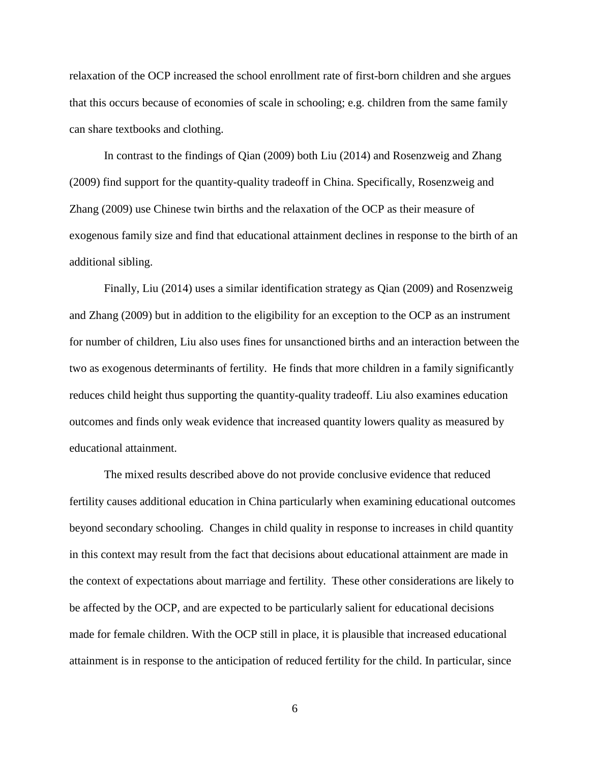relaxation of the OCP increased the school enrollment rate of first-born children and she argues that this occurs because of economies of scale in schooling; e.g. children from the same family can share textbooks and clothing.

In contrast to the findings of Qian (2009) both Liu (2014) and Rosenzweig and Zhang (2009) find support for the quantity-quality tradeoff in China. Specifically, Rosenzweig and Zhang (2009) use Chinese twin births and the relaxation of the OCP as their measure of exogenous family size and find that educational attainment declines in response to the birth of an additional sibling.

Finally, Liu (2014) uses a similar identification strategy as Qian (2009) and Rosenzweig and Zhang (2009) but in addition to the eligibility for an exception to the OCP as an instrument for number of children, Liu also uses fines for unsanctioned births and an interaction between the two as exogenous determinants of fertility. He finds that more children in a family significantly reduces child height thus supporting the quantity-quality tradeoff. Liu also examines education outcomes and finds only weak evidence that increased quantity lowers quality as measured by educational attainment.

The mixed results described above do not provide conclusive evidence that reduced fertility causes additional education in China particularly when examining educational outcomes beyond secondary schooling. Changes in child quality in response to increases in child quantity in this context may result from the fact that decisions about educational attainment are made in the context of expectations about marriage and fertility. These other considerations are likely to be affected by the OCP, and are expected to be particularly salient for educational decisions made for female children. With the OCP still in place, it is plausible that increased educational attainment is in response to the anticipation of reduced fertility for the child. In particular, since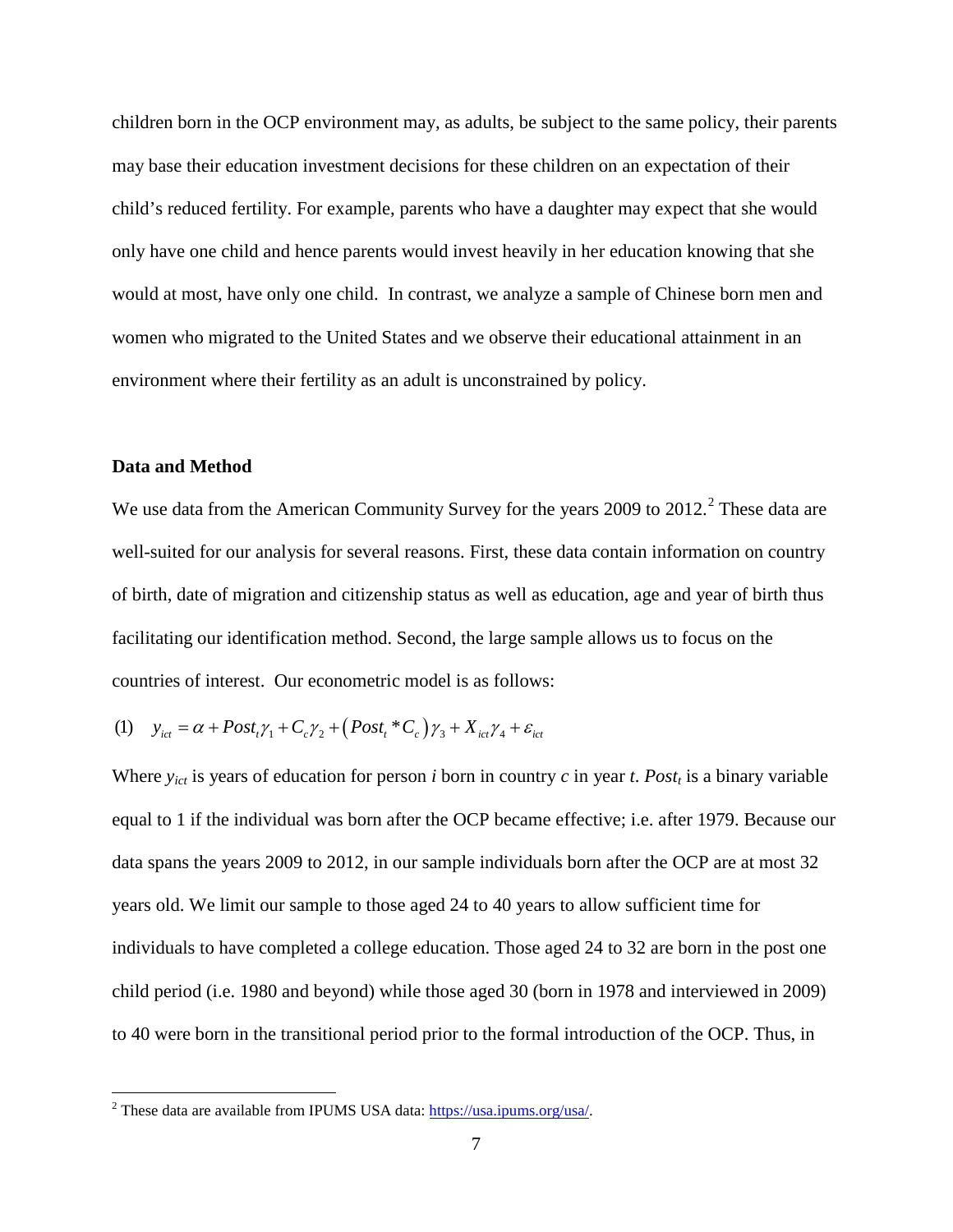children born in the OCP environment may, as adults, be subject to the same policy, their parents may base their education investment decisions for these children on an expectation of their child's reduced fertility. For example, parents who have a daughter may expect that she would only have one child and hence parents would invest heavily in her education knowing that she would at most, have only one child. In contrast, we analyze a sample of Chinese born men and women who migrated to the United States and we observe their educational attainment in an environment where their fertility as an adult is unconstrained by policy.

**Data and Method**

We use data from the American Community Survey for the years 2009 to 2012.[2] These data are well-suited for our analysis for several reasons. First, these data contain information on country of birth, date of migration and citizenship status as well as education, age and year of birth thus facilitating our identification method. Second, the large sample allows us to focus on the countries of interest. Our econometric model is as follows:

$$(1) \quad y_{ict} = \alpha + Post_t \gamma_1 + C_c \gamma_2 + \left(Post_t * C_c\right)\gamma_3 + X_{ict}\gamma_4 + \varepsilon_{ict}$$

Where $y_{ict}$ is years of education for person *i* born in country *c* in year *t*. $Post_t$ is a binary variable equal to 1 if the individual was born after the OCP became effective; i.e. after 1979. Because our data spans the years 2009 to 2012, in our sample individuals born after the OCP are at most 32 years old. We limit our sample to those aged 24 to 40 years to allow sufficient time for individuals to have completed a college education. Those aged 24 to 32 are born in the post one child period (i.e. 1980 and beyond) while those aged 30 (born in 1978 and interviewed in 2009) to 40 were born in the transitional period prior to the formal introduction of the OCP. Thus, in

[2] These data are available from IPUMS USA data: https://usa.ipums.org/usa/.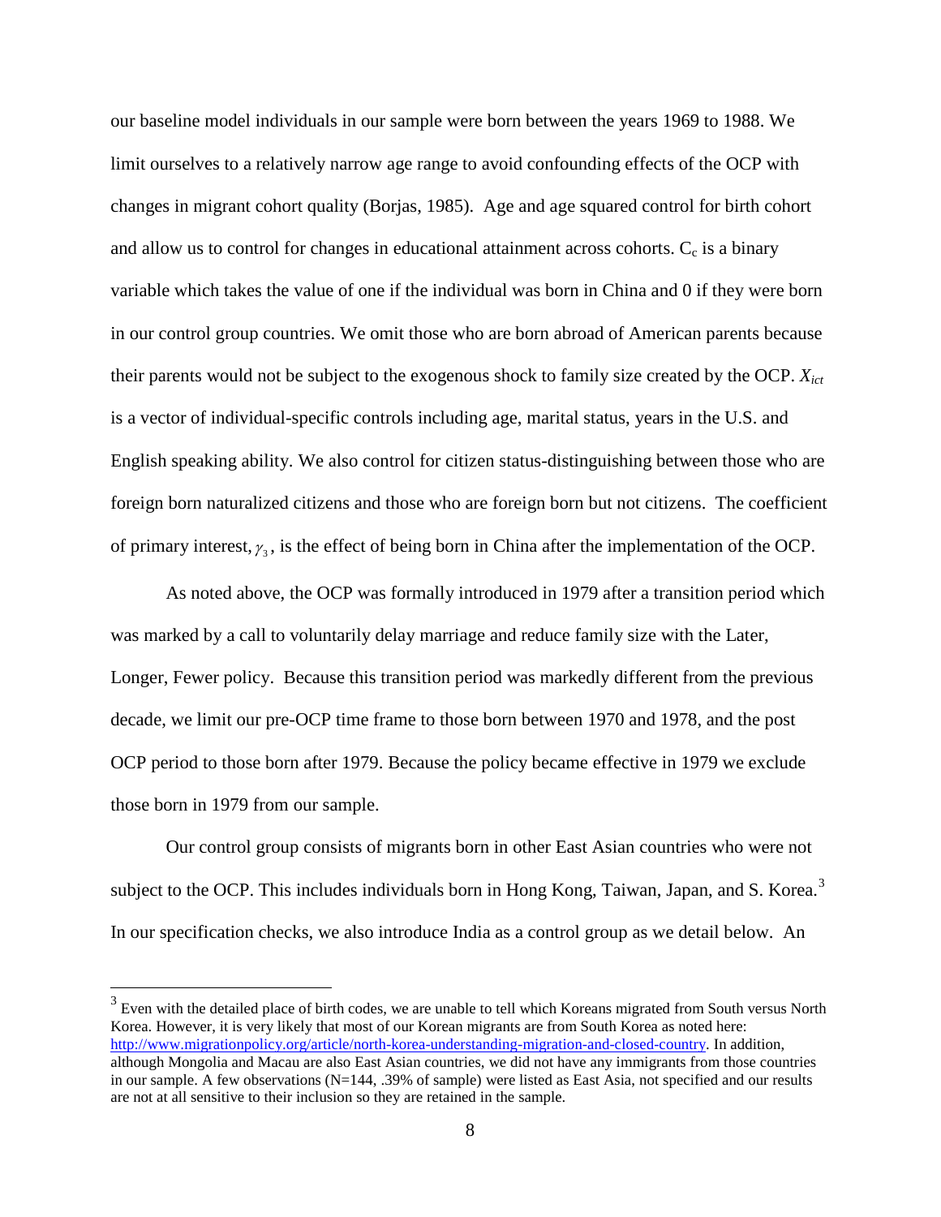our baseline model individuals in our sample were born between the years 1969 to 1988. We limit ourselves to a relatively narrow age range to avoid confounding effects of the OCP with changes in migrant cohort quality (Borjas, 1985). Age and age squared control for birth cohort and allow us to control for changes in educational attainment across cohorts. $C_c$ is a binary variable which takes the value of one if the individual was born in China and 0 if they were born in our control group countries. We omit those who are born abroad of American parents because their parents would not be subject to the exogenous shock to family size created by the OCP. $X_{ict}$ is a vector of individual-specific controls including age, marital status, years in the U.S. and English speaking ability. We also control for citizen status-distinguishing between those who are foreign born naturalized citizens and those who are foreign born but not citizens. The coefficient of primary interest, $\gamma_3$, is the effect of being born in China after the implementation of the OCP.

As noted above, the OCP was formally introduced in 1979 after a transition period which was marked by a call to voluntarily delay marriage and reduce family size with the Later, Longer, Fewer policy. Because this transition period was markedly different from the previous decade, we limit our pre-OCP time frame to those born between 1970 and 1978, and the post OCP period to those born after 1979. Because the policy became effective in 1979 we exclude those born in 1979 from our sample.

Our control group consists of migrants born in other East Asian countries who were not subject to the OCP. This includes individuals born in Hong Kong, Taiwan, Japan, and S. Korea.[3] In our specification checks, we also introduce India as a control group as we detail below. An

[3] Even with the detailed place of birth codes, we are unable to tell which Koreans migrated from South versus North Korea. However, it is very likely that most of our Korean migrants are from South Korea as noted here: http://www.migrationpolicy.org/article/north-korea-understanding-migration-and-closed-country. In addition, although Mongolia and Macau are also East Asian countries, we did not have any immigrants from those countries in our sample. A few observations (N=144, .39% of sample) were listed as East Asia, not specified and our results are not at all sensitive to their inclusion so they are retained in the sample.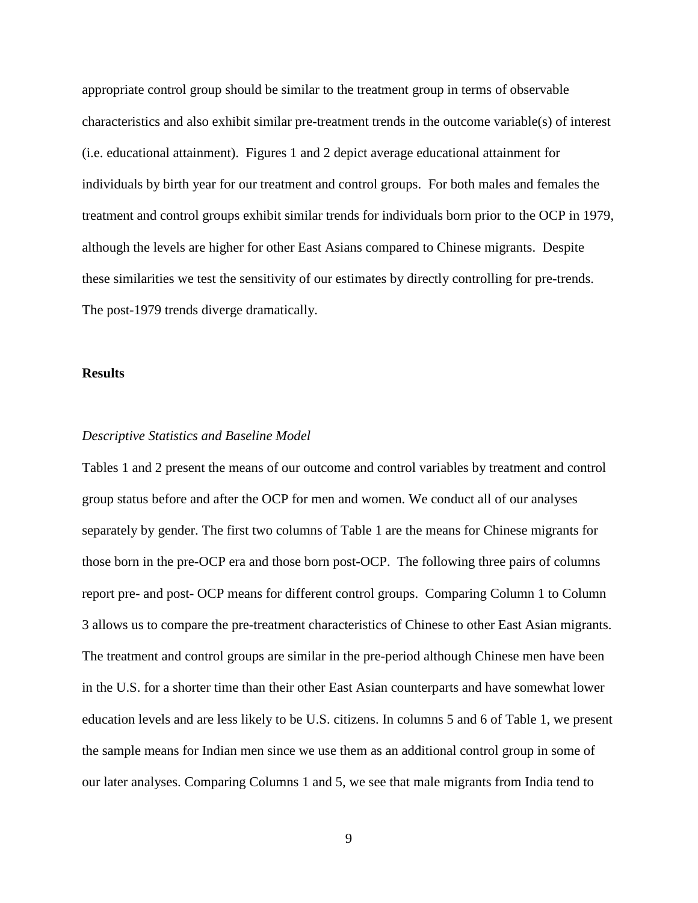appropriate control group should be similar to the treatment group in terms of observable characteristics and also exhibit similar pre-treatment trends in the outcome variable(s) of interest (i.e. educational attainment). Figures 1 and 2 depict average educational attainment for individuals by birth year for our treatment and control groups. For both males and females the treatment and control groups exhibit similar trends for individuals born prior to the OCP in 1979, although the levels are higher for other East Asians compared to Chinese migrants. Despite these similarities we test the sensitivity of our estimates by directly controlling for pre-trends. The post-1979 trends diverge dramatically.

**Results**

*Descriptive Statistics and Baseline Model*

Tables 1 and 2 present the means of our outcome and control variables by treatment and control group status before and after the OCP for men and women. We conduct all of our analyses separately by gender. The first two columns of Table 1 are the means for Chinese migrants for those born in the pre-OCP era and those born post-OCP. The following three pairs of columns report pre- and post- OCP means for different control groups. Comparing Column 1 to Column 3 allows us to compare the pre-treatment characteristics of Chinese to other East Asian migrants. The treatment and control groups are similar in the pre-period although Chinese men have been in the U.S. for a shorter time than their other East Asian counterparts and have somewhat lower education levels and are less likely to be U.S. citizens. In columns 5 and 6 of Table 1, we present the sample means for Indian men since we use them as an additional control group in some of our later analyses. Comparing Columns 1 and 5, we see that male migrants from India tend to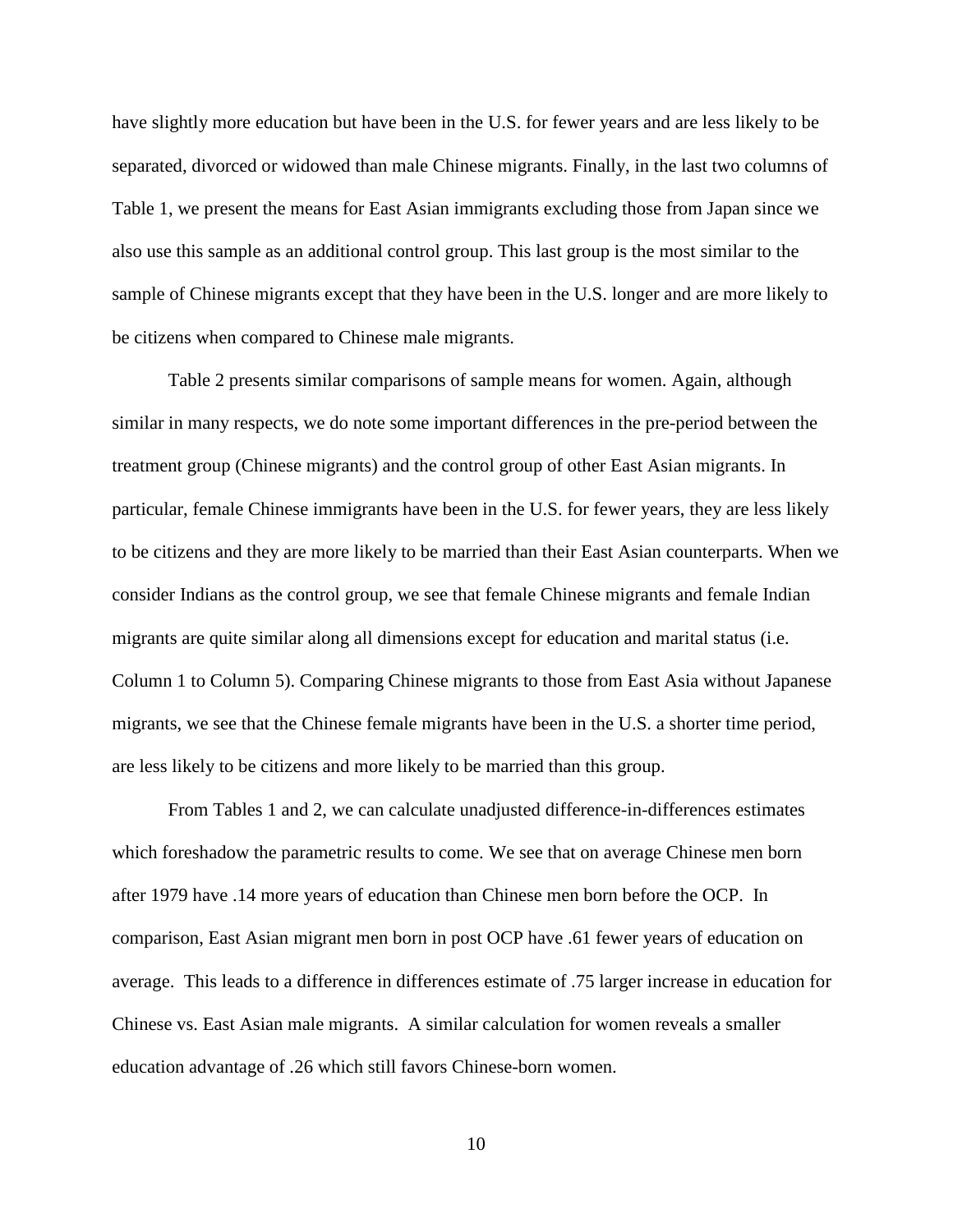have slightly more education but have been in the U.S. for fewer years and are less likely to be separated, divorced or widowed than male Chinese migrants. Finally, in the last two columns of Table 1, we present the means for East Asian immigrants excluding those from Japan since we also use this sample as an additional control group. This last group is the most similar to the sample of Chinese migrants except that they have been in the U.S. longer and are more likely to be citizens when compared to Chinese male migrants.

Table 2 presents similar comparisons of sample means for women. Again, although similar in many respects, we do note some important differences in the pre-period between the treatment group (Chinese migrants) and the control group of other East Asian migrants. In particular, female Chinese immigrants have been in the U.S. for fewer years, they are less likely to be citizens and they are more likely to be married than their East Asian counterparts. When we consider Indians as the control group, we see that female Chinese migrants and female Indian migrants are quite similar along all dimensions except for education and marital status (i.e. Column 1 to Column 5). Comparing Chinese migrants to those from East Asia without Japanese migrants, we see that the Chinese female migrants have been in the U.S. a shorter time period, are less likely to be citizens and more likely to be married than this group.

From Tables 1 and 2, we can calculate unadjusted difference-in-differences estimates which foreshadow the parametric results to come. We see that on average Chinese men born after 1979 have .14 more years of education than Chinese men born before the OCP. In comparison, East Asian migrant men born in post OCP have .61 fewer years of education on average. This leads to a difference in differences estimate of .75 larger increase in education for Chinese vs. East Asian male migrants. A similar calculation for women reveals a smaller education advantage of .26 which still favors Chinese-born women.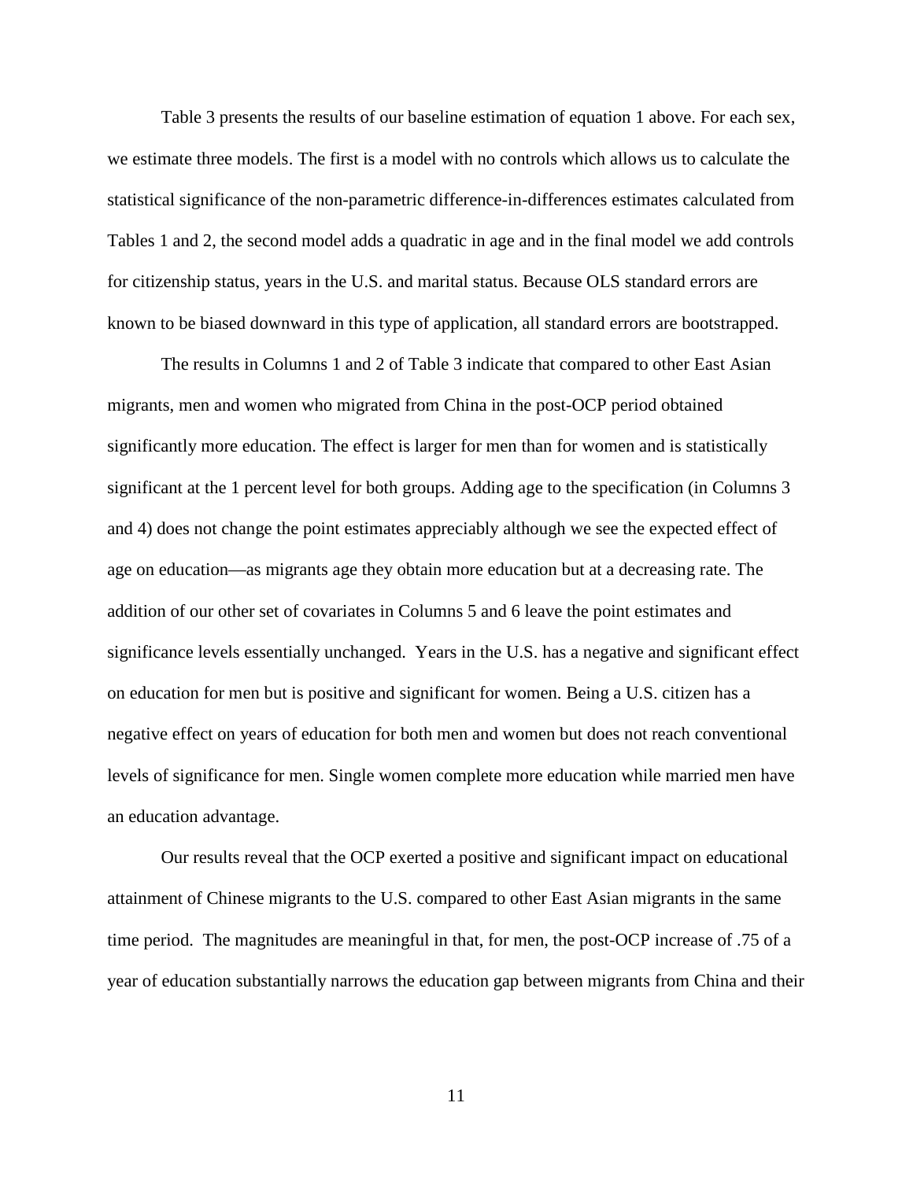Table 3 presents the results of our baseline estimation of equation 1 above. For each sex, we estimate three models. The first is a model with no controls which allows us to calculate the statistical significance of the non-parametric difference-in-differences estimates calculated from Tables 1 and 2, the second model adds a quadratic in age and in the final model we add controls for citizenship status, years in the U.S. and marital status. Because OLS standard errors are known to be biased downward in this type of application, all standard errors are bootstrapped.

The results in Columns 1 and 2 of Table 3 indicate that compared to other East Asian migrants, men and women who migrated from China in the post-OCP period obtained significantly more education. The effect is larger for men than for women and is statistically significant at the 1 percent level for both groups. Adding age to the specification (in Columns 3 and 4) does not change the point estimates appreciably although we see the expected effect of age on education—as migrants age they obtain more education but at a decreasing rate. The addition of our other set of covariates in Columns 5 and 6 leave the point estimates and significance levels essentially unchanged. Years in the U.S. has a negative and significant effect on education for men but is positive and significant for women. Being a U.S. citizen has a negative effect on years of education for both men and women but does not reach conventional levels of significance for men. Single women complete more education while married men have an education advantage.

Our results reveal that the OCP exerted a positive and significant impact on educational attainment of Chinese migrants to the U.S. compared to other East Asian migrants in the same time period. The magnitudes are meaningful in that, for men, the post-OCP increase of .75 of a year of education substantially narrows the education gap between migrants from China and their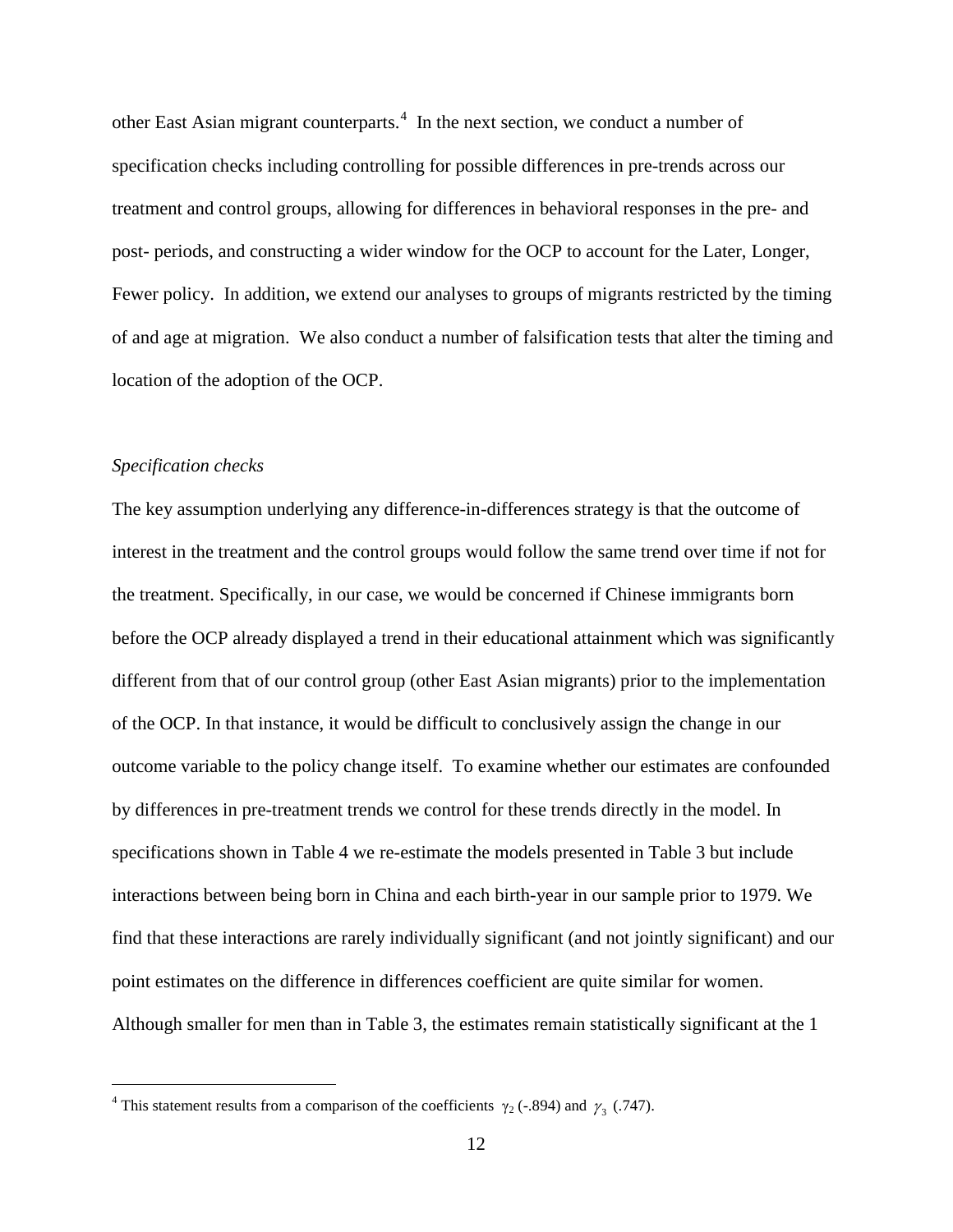other East Asian migrant counterparts.[4] In the next section, we conduct a number of specification checks including controlling for possible differences in pre-trends across our treatment and control groups, allowing for differences in behavioral responses in the pre- and post- periods, and constructing a wider window for the OCP to account for the Later, Longer, Fewer policy. In addition, we extend our analyses to groups of migrants restricted by the timing of and age at migration. We also conduct a number of falsification tests that alter the timing and location of the adoption of the OCP.

*Specification checks*

The key assumption underlying any difference-in-differences strategy is that the outcome of interest in the treatment and the control groups would follow the same trend over time if not for the treatment. Specifically, in our case, we would be concerned if Chinese immigrants born before the OCP already displayed a trend in their educational attainment which was significantly different from that of our control group (other East Asian migrants) prior to the implementation of the OCP. In that instance, it would be difficult to conclusively assign the change in our outcome variable to the policy change itself. To examine whether our estimates are confounded by differences in pre-treatment trends we control for these trends directly in the model. In specifications shown in Table 4 we re-estimate the models presented in Table 3 but include interactions between being born in China and each birth-year in our sample prior to 1979. We find that these interactions are rarely individually significant (and not jointly significant) and our point estimates on the difference in differences coefficient are quite similar for women. Although smaller for men than in Table 3, the estimates remain statistically significant at the 1

[4] This statement results from a comparison of the coefficients $\gamma_2$ (-.894) and $\gamma_3$ (.747).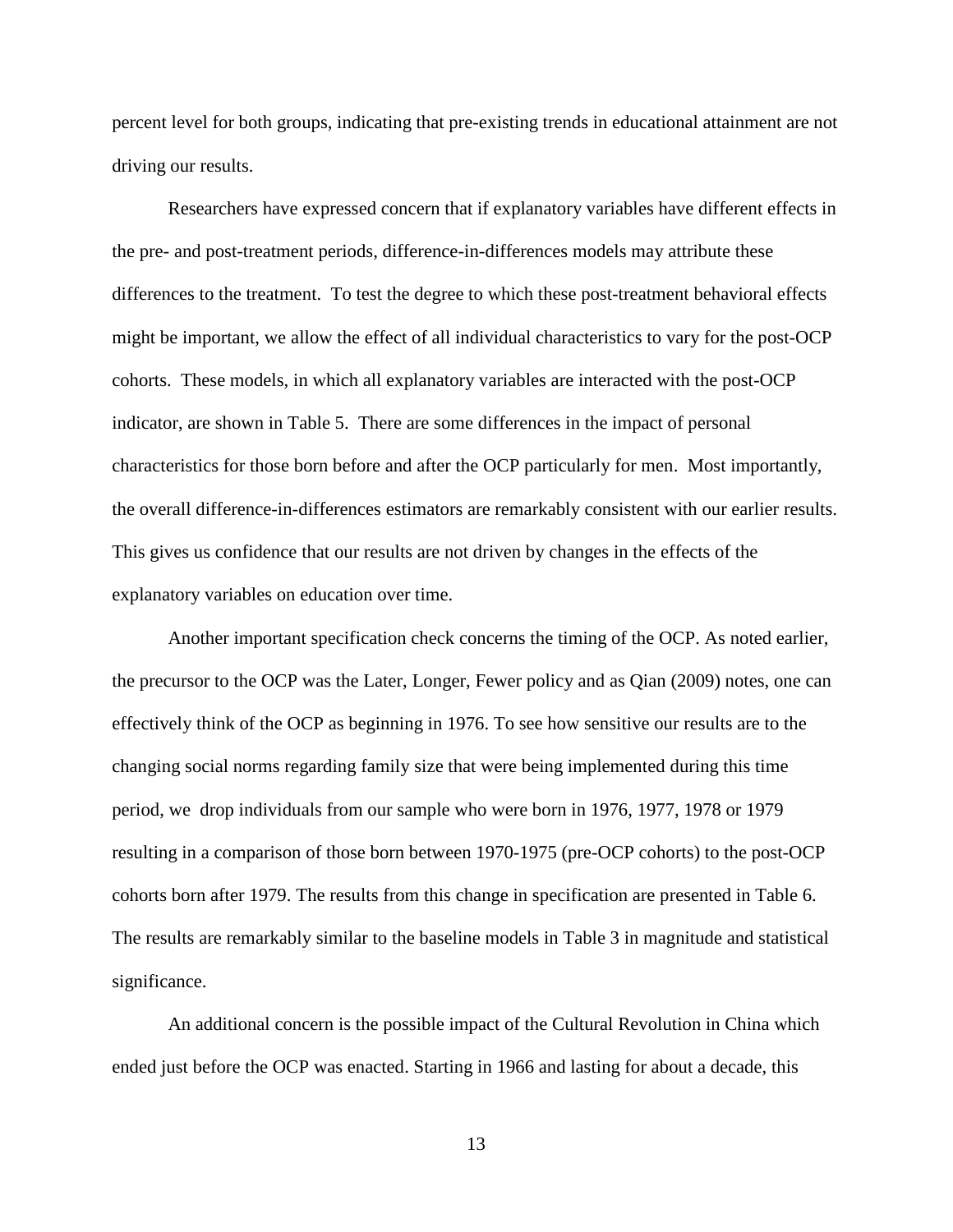percent level for both groups, indicating that pre-existing trends in educational attainment are not driving our results.

Researchers have expressed concern that if explanatory variables have different effects in the pre- and post-treatment periods, difference-in-differences models may attribute these differences to the treatment. To test the degree to which these post-treatment behavioral effects might be important, we allow the effect of all individual characteristics to vary for the post-OCP cohorts. These models, in which all explanatory variables are interacted with the post-OCP indicator, are shown in Table 5. There are some differences in the impact of personal characteristics for those born before and after the OCP particularly for men. Most importantly, the overall difference-in-differences estimators are remarkably consistent with our earlier results. This gives us confidence that our results are not driven by changes in the effects of the explanatory variables on education over time.

Another important specification check concerns the timing of the OCP. As noted earlier, the precursor to the OCP was the Later, Longer, Fewer policy and as Qian (2009) notes, one can effectively think of the OCP as beginning in 1976. To see how sensitive our results are to the changing social norms regarding family size that were being implemented during this time period, we drop individuals from our sample who were born in 1976, 1977, 1978 or 1979 resulting in a comparison of those born between 1970-1975 (pre-OCP cohorts) to the post-OCP cohorts born after 1979. The results from this change in specification are presented in Table 6. The results are remarkably similar to the baseline models in Table 3 in magnitude and statistical significance.

An additional concern is the possible impact of the Cultural Revolution in China which ended just before the OCP was enacted. Starting in 1966 and lasting for about a decade, this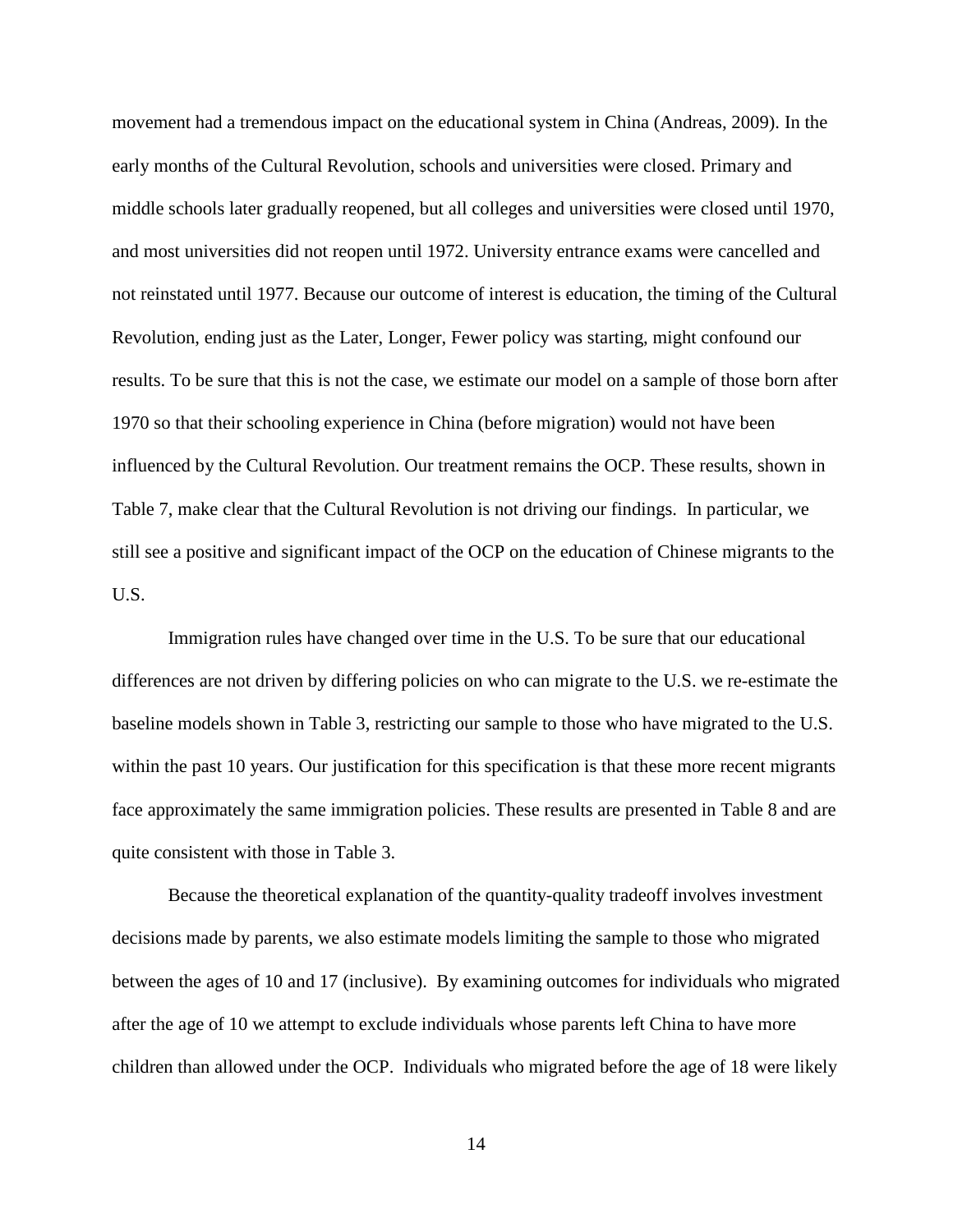movement had a tremendous impact on the educational system in China (Andreas, 2009). In the early months of the Cultural Revolution, schools and universities were closed. Primary and middle schools later gradually reopened, but all colleges and universities were closed until 1970, and most universities did not reopen until 1972. University entrance exams were cancelled and not reinstated until 1977. Because our outcome of interest is education, the timing of the Cultural Revolution, ending just as the Later, Longer, Fewer policy was starting, might confound our results. To be sure that this is not the case, we estimate our model on a sample of those born after 1970 so that their schooling experience in China (before migration) would not have been influenced by the Cultural Revolution. Our treatment remains the OCP. These results, shown in Table 7, make clear that the Cultural Revolution is not driving our findings. In particular, we still see a positive and significant impact of the OCP on the education of Chinese migrants to the U.S.

Immigration rules have changed over time in the U.S. To be sure that our educational differences are not driven by differing policies on who can migrate to the U.S. we re-estimate the baseline models shown in Table 3, restricting our sample to those who have migrated to the U.S. within the past 10 years. Our justification for this specification is that these more recent migrants face approximately the same immigration policies. These results are presented in Table 8 and are quite consistent with those in Table 3.

Because the theoretical explanation of the quantity-quality tradeoff involves investment decisions made by parents, we also estimate models limiting the sample to those who migrated between the ages of 10 and 17 (inclusive). By examining outcomes for individuals who migrated after the age of 10 we attempt to exclude individuals whose parents left China to have more children than allowed under the OCP. Individuals who migrated before the age of 18 were likely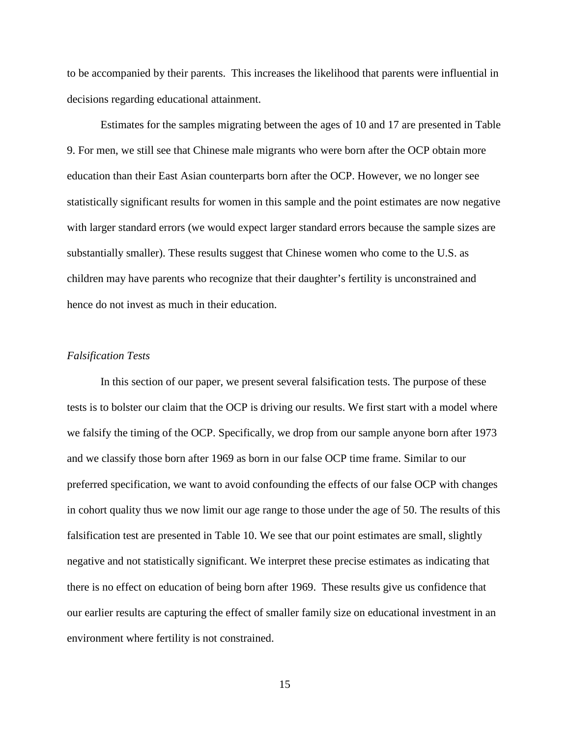to be accompanied by their parents. This increases the likelihood that parents were influential in decisions regarding educational attainment.

Estimates for the samples migrating between the ages of 10 and 17 are presented in Table 9. For men, we still see that Chinese male migrants who were born after the OCP obtain more education than their East Asian counterparts born after the OCP. However, we no longer see statistically significant results for women in this sample and the point estimates are now negative with larger standard errors (we would expect larger standard errors because the sample sizes are substantially smaller). These results suggest that Chinese women who come to the U.S. as children may have parents who recognize that their daughter's fertility is unconstrained and hence do not invest as much in their education.

*Falsification Tests*

In this section of our paper, we present several falsification tests. The purpose of these tests is to bolster our claim that the OCP is driving our results. We first start with a model where we falsify the timing of the OCP. Specifically, we drop from our sample anyone born after 1973 and we classify those born after 1969 as born in our false OCP time frame. Similar to our preferred specification, we want to avoid confounding the effects of our false OCP with changes in cohort quality thus we now limit our age range to those under the age of 50. The results of this falsification test are presented in Table 10. We see that our point estimates are small, slightly negative and not statistically significant. We interpret these precise estimates as indicating that there is no effect on education of being born after 1969. These results give us confidence that our earlier results are capturing the effect of smaller family size on educational investment in an environment where fertility is not constrained.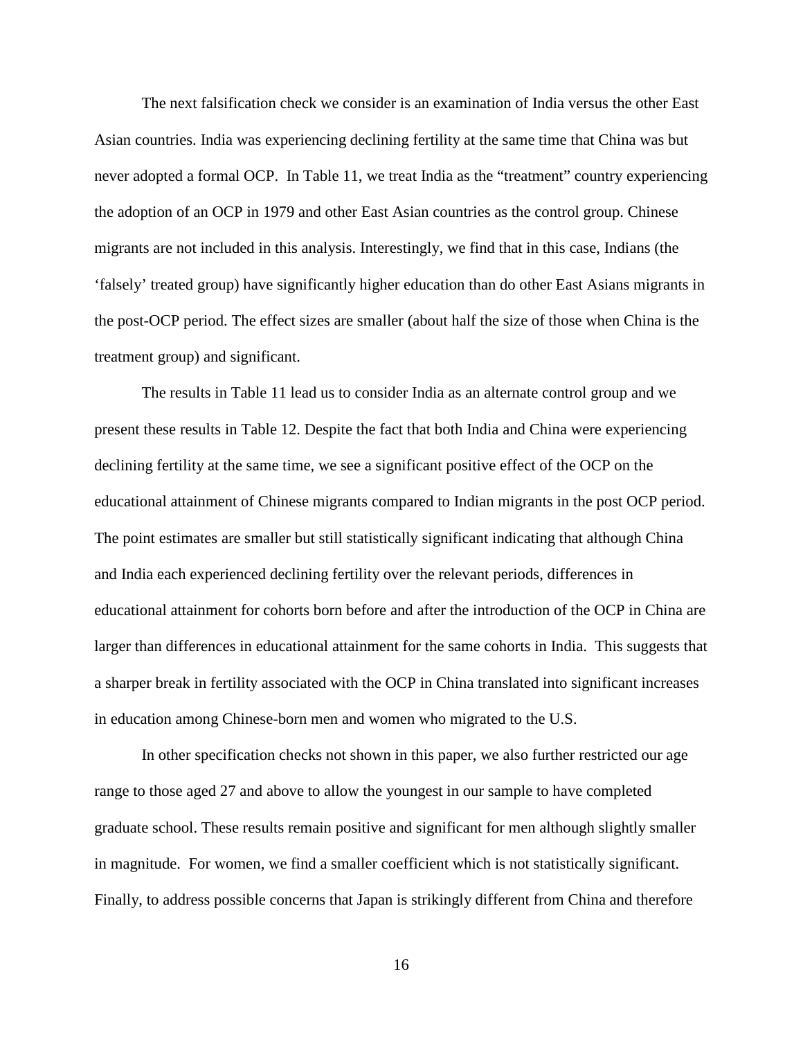The next falsification check we consider is an examination of India versus the other East Asian countries. India was experiencing declining fertility at the same time that China was but never adopted a formal OCP. In Table 11, we treat India as the "treatment" country experiencing the adoption of an OCP in 1979 and other East Asian countries as the control group. Chinese migrants are not included in this analysis. Interestingly, we find that in this case, Indians (the 'falsely' treated group) have significantly higher education than do other East Asians migrants in the post-OCP period. The effect sizes are smaller (about half the size of those when China is the treatment group) and significant.

The results in Table 11 lead us to consider India as an alternate control group and we present these results in Table 12. Despite the fact that both India and China were experiencing declining fertility at the same time, we see a significant positive effect of the OCP on the educational attainment of Chinese migrants compared to Indian migrants in the post OCP period. The point estimates are smaller but still statistically significant indicating that although China and India each experienced declining fertility over the relevant periods, differences in educational attainment for cohorts born before and after the introduction of the OCP in China are larger than differences in educational attainment for the same cohorts in India. This suggests that a sharper break in fertility associated with the OCP in China translated into significant increases in education among Chinese-born men and women who migrated to the U.S.

In other specification checks not shown in this paper, we also further restricted our age range to those aged 27 and above to allow the youngest in our sample to have completed graduate school. These results remain positive and significant for men although slightly smaller in magnitude. For women, we find a smaller coefficient which is not statistically significant. Finally, to address possible concerns that Japan is strikingly different from China and therefore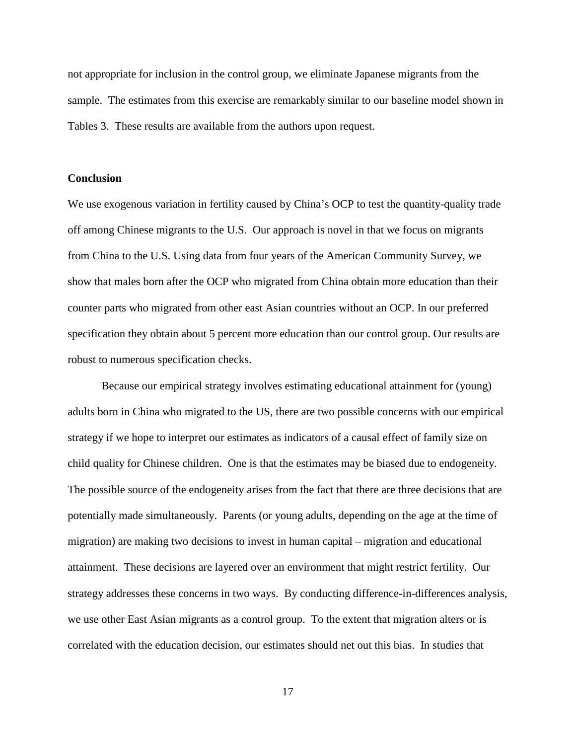not appropriate for inclusion in the control group, we eliminate Japanese migrants from the sample. The estimates from this exercise are remarkably similar to our baseline model shown in Tables 3. These results are available from the authors upon request.

**Conclusion**

We use exogenous variation in fertility caused by China's OCP to test the quantity-quality trade off among Chinese migrants to the U.S. Our approach is novel in that we focus on migrants from China to the U.S. Using data from four years of the American Community Survey, we show that males born after the OCP who migrated from China obtain more education than their counter parts who migrated from other east Asian countries without an OCP. In our preferred specification they obtain about 5 percent more education than our control group. Our results are robust to numerous specification checks.

Because our empirical strategy involves estimating educational attainment for (young) adults born in China who migrated to the US, there are two possible concerns with our empirical strategy if we hope to interpret our estimates as indicators of a causal effect of family size on child quality for Chinese children. One is that the estimates may be biased due to endogeneity. The possible source of the endogeneity arises from the fact that there are three decisions that are potentially made simultaneously. Parents (or young adults, depending on the age at the time of migration) are making two decisions to invest in human capital – migration and educational attainment. These decisions are layered over an environment that might restrict fertility. Our strategy addresses these concerns in two ways. By conducting difference-in-differences analysis, we use other East Asian migrants as a control group. To the extent that migration alters or is correlated with the education decision, our estimates should net out this bias. In studies that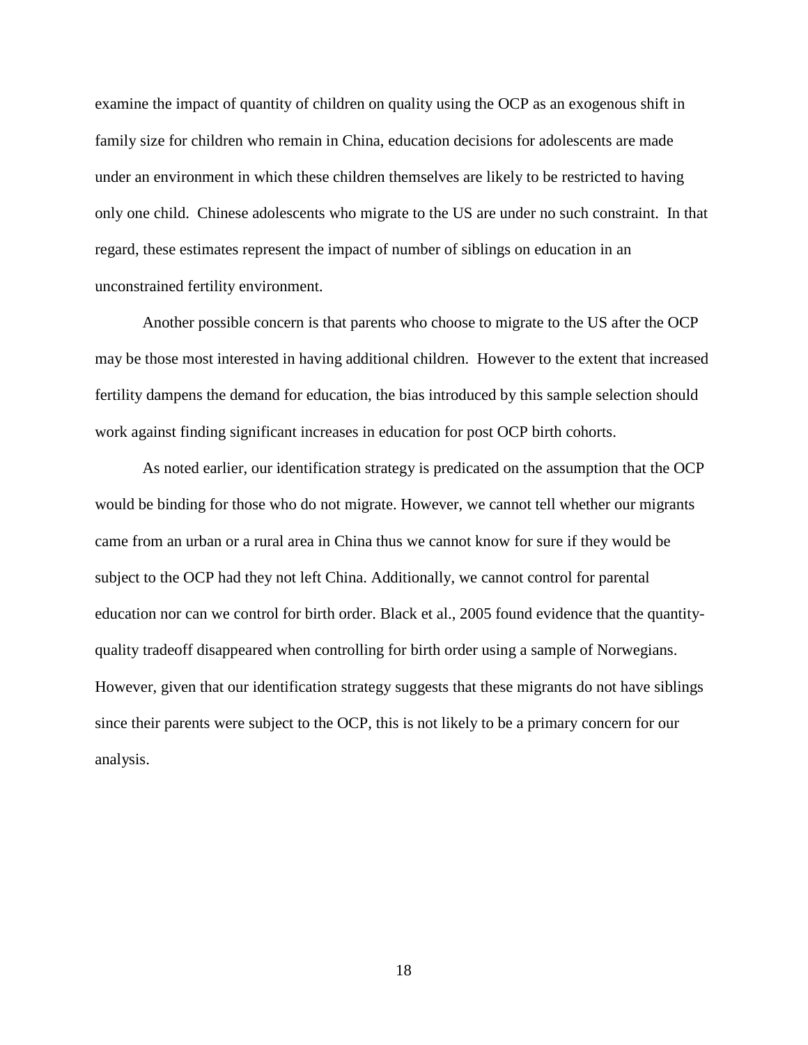examine the impact of quantity of children on quality using the OCP as an exogenous shift in family size for children who remain in China, education decisions for adolescents are made under an environment in which these children themselves are likely to be restricted to having only one child. Chinese adolescents who migrate to the US are under no such constraint. In that regard, these estimates represent the impact of number of siblings on education in an unconstrained fertility environment.

Another possible concern is that parents who choose to migrate to the US after the OCP may be those most interested in having additional children. However to the extent that increased fertility dampens the demand for education, the bias introduced by this sample selection should work against finding significant increases in education for post OCP birth cohorts.

As noted earlier, our identification strategy is predicated on the assumption that the OCP would be binding for those who do not migrate. However, we cannot tell whether our migrants came from an urban or a rural area in China thus we cannot know for sure if they would be subject to the OCP had they not left China. Additionally, we cannot control for parental education nor can we control for birth order. Black et al., 2005 found evidence that the quantity-quality tradeoff disappeared when controlling for birth order using a sample of Norwegians. However, given that our identification strategy suggests that these migrants do not have siblings since their parents were subject to the OCP, this is not likely to be a primary concern for our analysis.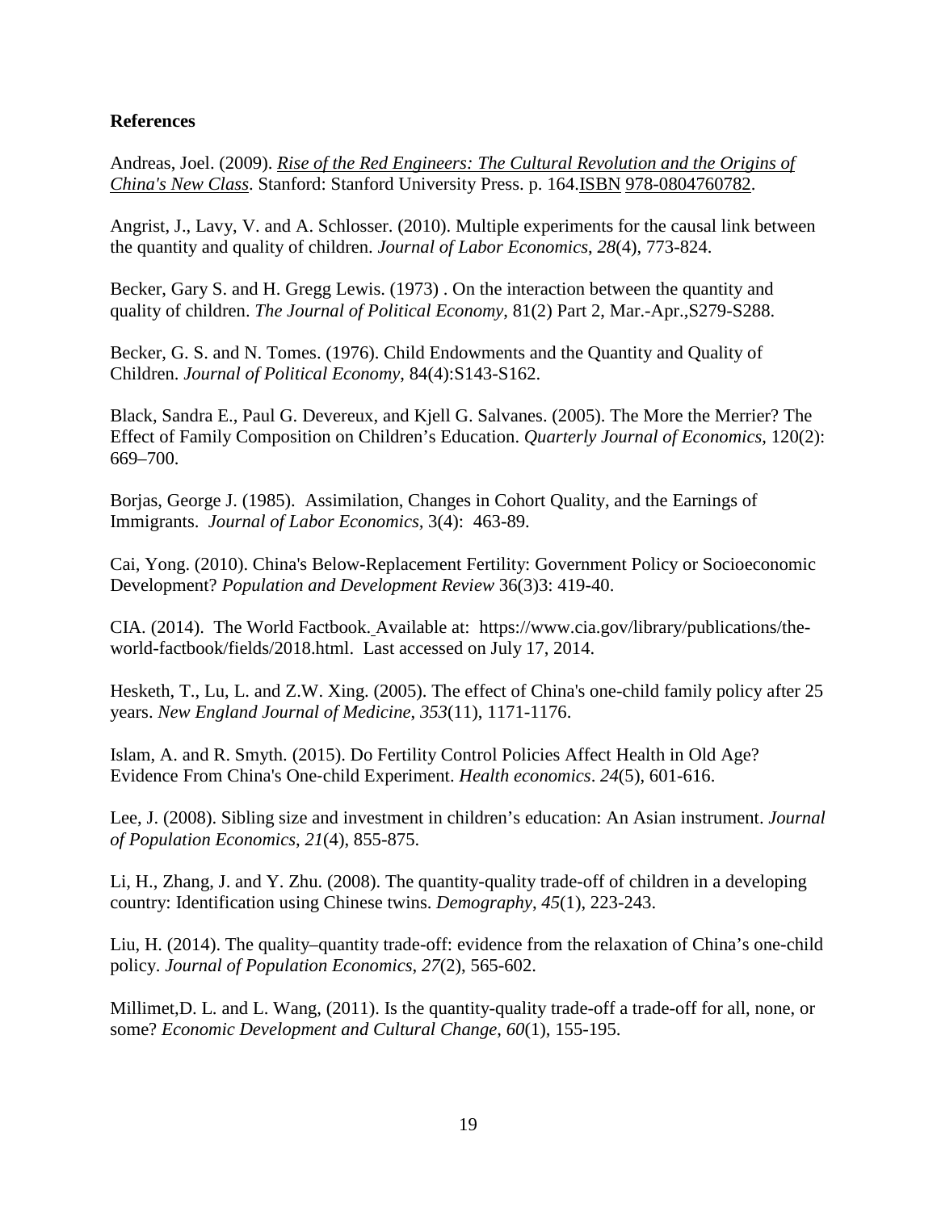**References**

Andreas, Joel. (2009). *Rise of the Red Engineers: The Cultural Revolution and the Origins of China's New Class*. Stanford: Stanford University Press. p. 164.ISBN 978-0804760782.

Angrist, J., Lavy, V. and A. Schlosser. (2010). Multiple experiments for the causal link between the quantity and quality of children. *Journal of Labor Economics*, *28*(4), 773-824.

Becker, Gary S. and H. Gregg Lewis. (1973) . On the interaction between the quantity and quality of children. *The Journal of Political Economy*, 81(2) Part 2, Mar.-Apr.,S279-S288.

Becker, G. S. and N. Tomes. (1976). Child Endowments and the Quantity and Quality of Children. *Journal of Political Economy*, 84(4):S143-S162.

Black, Sandra E., Paul G. Devereux, and Kjell G. Salvanes. (2005). The More the Merrier? The Effect of Family Composition on Children's Education. *Quarterly Journal of Economics*, 120(2): 669–700.

Borjas, George J. (1985). Assimilation, Changes in Cohort Quality, and the Earnings of Immigrants. *Journal of Labor Economics*, 3(4): 463-89.

Cai, Yong. (2010). China's Below-Replacement Fertility: Government Policy or Socioeconomic Development? *Population and Development Review* 36(3)3: 419-40.

CIA. (2014). The World Factbook. Available at: https://www.cia.gov/library/publications/the-world-factbook/fields/2018.html. Last accessed on July 17, 2014.

Hesketh, T., Lu, L. and Z.W. Xing. (2005). The effect of China's one-child family policy after 25 years. *New England Journal of Medicine*, *353*(11), 1171-1176.

Islam, A. and R. Smyth. (2015). Do Fertility Control Policies Affect Health in Old Age? Evidence From China's One-child Experiment. *Health economics*. *24*(5), 601-616.

Lee, J. (2008). Sibling size and investment in children's education: An Asian instrument. *Journal of Population Economics*, *21*(4), 855-875.

Li, H., Zhang, J. and Y. Zhu. (2008). The quantity-quality trade-off of children in a developing country: Identification using Chinese twins. *Demography*, *45*(1), 223-243.

Liu, H. (2014). The quality–quantity trade-off: evidence from the relaxation of China's one-child policy. *Journal of Population Economics*, *27*(2), 565-602.

Millimet,D. L. and L. Wang, (2011). Is the quantity-quality trade-off a trade-off for all, none, or some? *Economic Development and Cultural Change*, *60*(1), 155-195.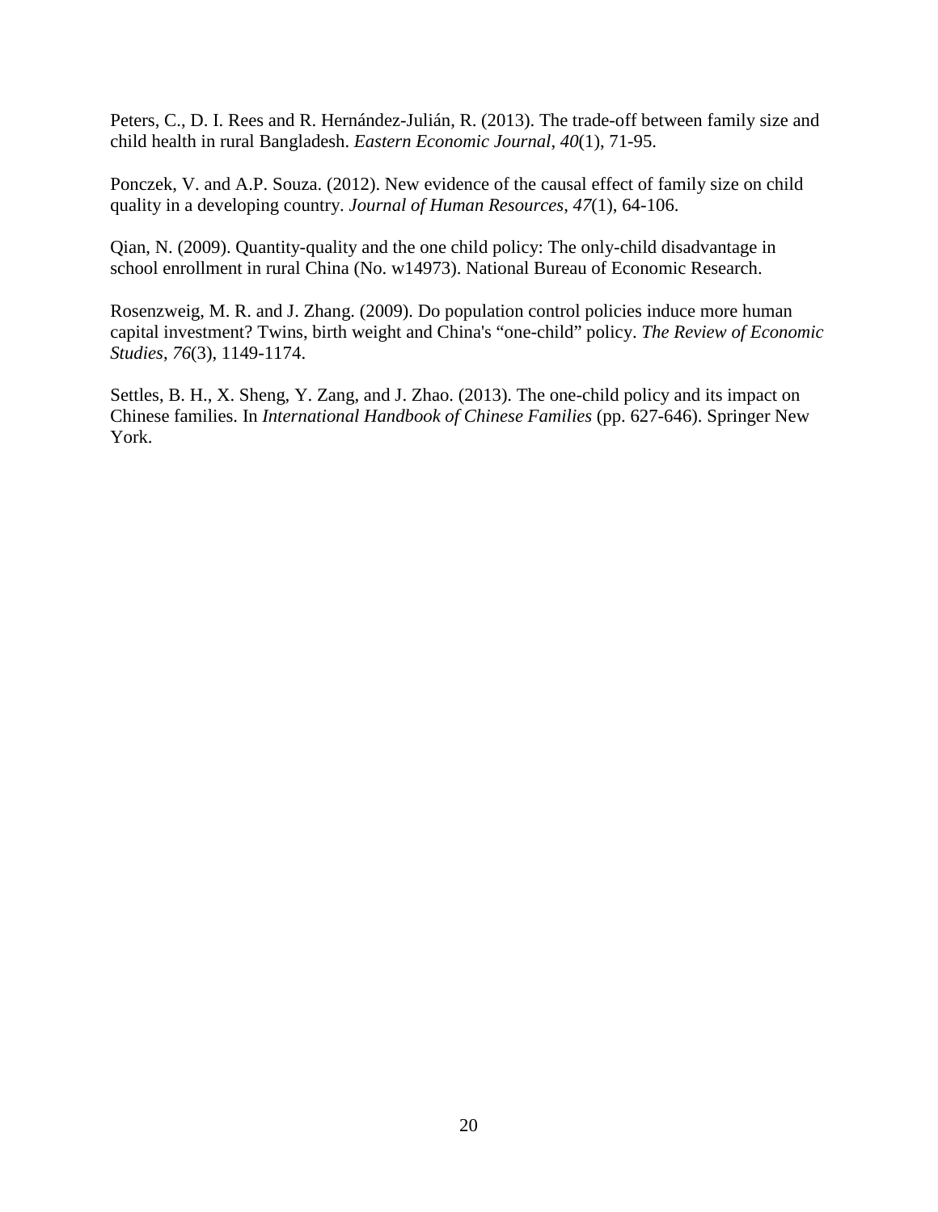Peters, C., D. I. Rees and R. Hernández-Julián, R. (2013). The trade-off between family size and child health in rural Bangladesh. *Eastern Economic Journal*, *40*(1), 71-95.

Ponczek, V. and A.P. Souza. (2012). New evidence of the causal effect of family size on child quality in a developing country. *Journal of Human Resources*, *47*(1), 64-106.

Qian, N. (2009). Quantity-quality and the one child policy: The only-child disadvantage in school enrollment in rural China (No. w14973). National Bureau of Economic Research.

Rosenzweig, M. R. and J. Zhang. (2009). Do population control policies induce more human capital investment? Twins, birth weight and China's "one-child" policy. *The Review of Economic Studies*, *76*(3), 1149-1174.

Settles, B. H., X. Sheng, Y. Zang, and J. Zhao. (2013). The one-child policy and its impact on Chinese families. In *International Handbook of Chinese Families* (pp. 627-646). Springer New York.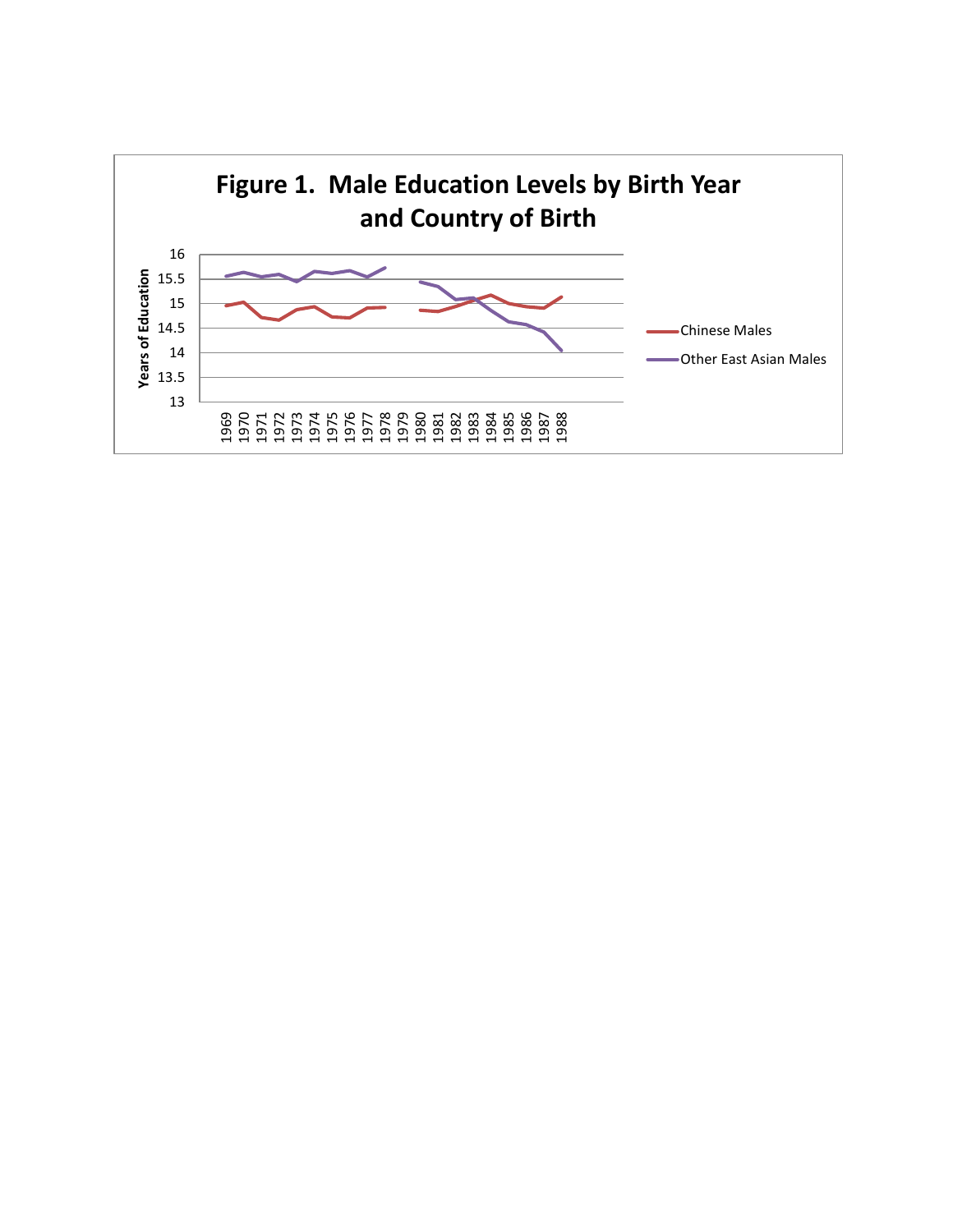**Figure 1. Male Education Levels by Birth Year and Country of Birth**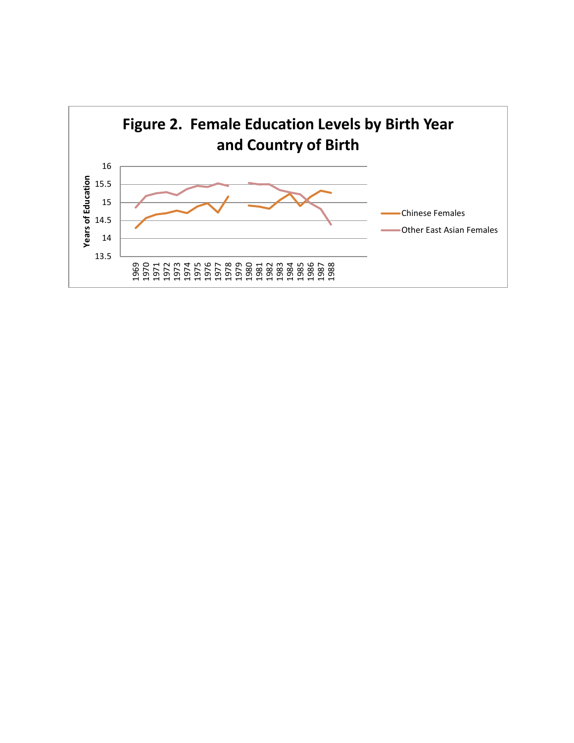**Figure 2. Female Education Levels by Birth Year and Country of Birth**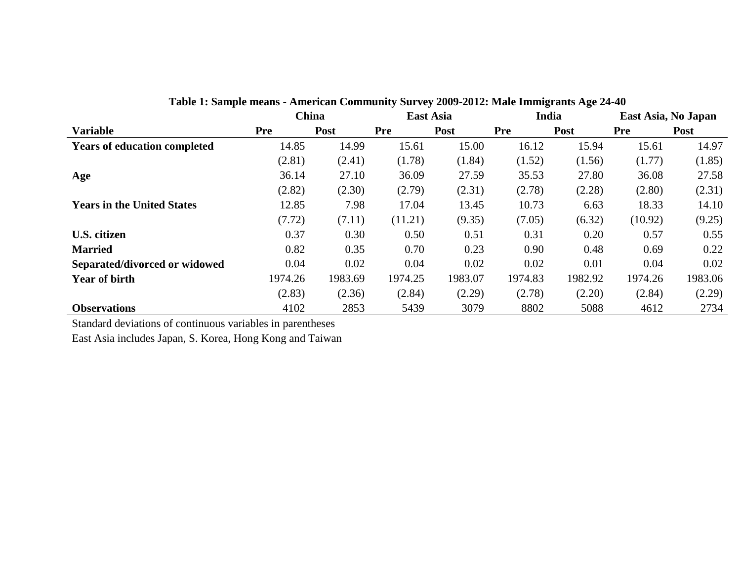**Table 1: Sample means - American Community Survey 2009-2012: Male Immigrants Age 24-40**

| | China | | East Asia | | India | | East Asia, No Japan | |
|---|---|---|---|---|---|---|---|---|
| **Variable** | **Pre** | **Post** | **Pre** | **Post** | **Pre** | **Post** | **Pre** | **Post** |
| **Years of education completed** | 14.85 | 14.99 | 15.61 | 15.00 | 16.12 | 15.94 | 15.61 | 14.97 |
| | (2.81) | (2.41) | (1.78) | (1.84) | (1.52) | (1.56) | (1.77) | (1.85) |
| **Age** | 36.14 | 27.10 | 36.09 | 27.59 | 35.53 | 27.80 | 36.08 | 27.58 |
| | (2.82) | (2.30) | (2.79) | (2.31) | (2.78) | (2.28) | (2.80) | (2.31) |
| **Years in the United States** | 12.85 | 7.98 | 17.04 | 13.45 | 10.73 | 6.63 | 18.33 | 14.10 |
| | (7.72) | (7.11) | (11.21) | (9.35) | (7.05) | (6.32) | (10.92) | (9.25) |
| **U.S. citizen** | 0.37 | 0.30 | 0.50 | 0.51 | 0.31 | 0.20 | 0.57 | 0.55 |
| **Married** | 0.82 | 0.35 | 0.70 | 0.23 | 0.90 | 0.48 | 0.69 | 0.22 |
| **Separated/divorced or widowed** | 0.04 | 0.02 | 0.04 | 0.02 | 0.02 | 0.01 | 0.04 | 0.02 |
| **Year of birth** | 1974.26 | 1983.69 | 1974.25 | 1983.07 | 1974.83 | 1982.92 | 1974.26 | 1983.06 |
| | (2.83) | (2.36) | (2.84) | (2.29) | (2.78) | (2.20) | (2.84) | (2.29) |
| **Observations** | 4102 | 2853 | 5439 | 3079 | 8802 | 5088 | 4612 | 2734 |

Standard deviations of continuous variables in parentheses

East Asia includes Japan, S. Korea, Hong Kong and Taiwan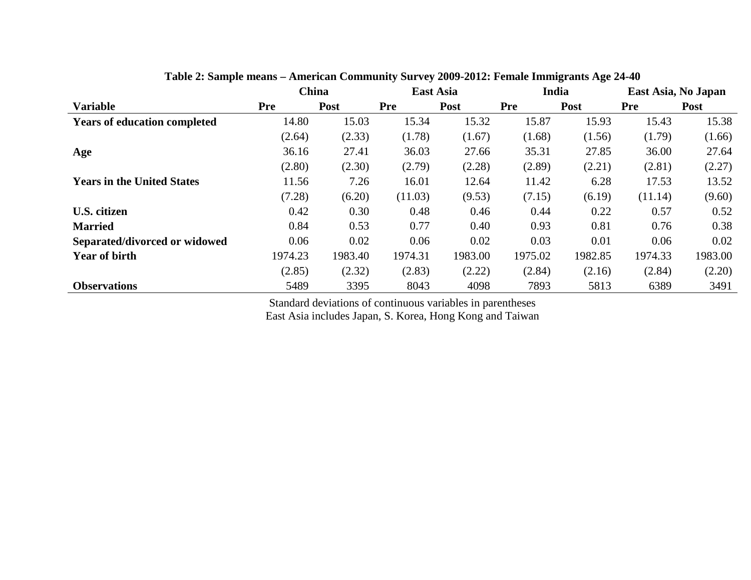**Table 2: Sample means – American Community Survey 2009-2012: Female Immigrants Age 24-40**

| | China | | East Asia | | India | | East Asia, No Japan | |
|---|---|---|---|---|---|---|---|---|
| **Variable** | **Pre** | **Post** | **Pre** | **Post** | **Pre** | **Post** | **Pre** | **Post** |
| **Years of education completed** | 14.80 | 15.03 | 15.34 | 15.32 | 15.87 | 15.93 | 15.43 | 15.38 |
| | (2.64) | (2.33) | (1.78) | (1.67) | (1.68) | (1.56) | (1.79) | (1.66) |
| **Age** | 36.16 | 27.41 | 36.03 | 27.66 | 35.31 | 27.85 | 36.00 | 27.64 |
| | (2.80) | (2.30) | (2.79) | (2.28) | (2.89) | (2.21) | (2.81) | (2.27) |
| **Years in the United States** | 11.56 | 7.26 | 16.01 | 12.64 | 11.42 | 6.28 | 17.53 | 13.52 |
| | (7.28) | (6.20) | (11.03) | (9.53) | (7.15) | (6.19) | (11.14) | (9.60) |
| **U.S. citizen** | 0.42 | 0.30 | 0.48 | 0.46 | 0.44 | 0.22 | 0.57 | 0.52 |
| **Married** | 0.84 | 0.53 | 0.77 | 0.40 | 0.93 | 0.81 | 0.76 | 0.38 |
| **Separated/divorced or widowed** | 0.06 | 0.02 | 0.06 | 0.02 | 0.03 | 0.01 | 0.06 | 0.02 |
| **Year of birth** | 1974.23 | 1983.40 | 1974.31 | 1983.00 | 1975.02 | 1982.85 | 1974.33 | 1983.00 |
| | (2.85) | (2.32) | (2.83) | (2.22) | (2.84) | (2.16) | (2.84) | (2.20) |
| **Observations** | 5489 | 3395 | 8043 | 4098 | 7893 | 5813 | 6389 | 3491 |

Standard deviations of continuous variables in parentheses
East Asia includes Japan, S. Korea, Hong Kong and Taiwan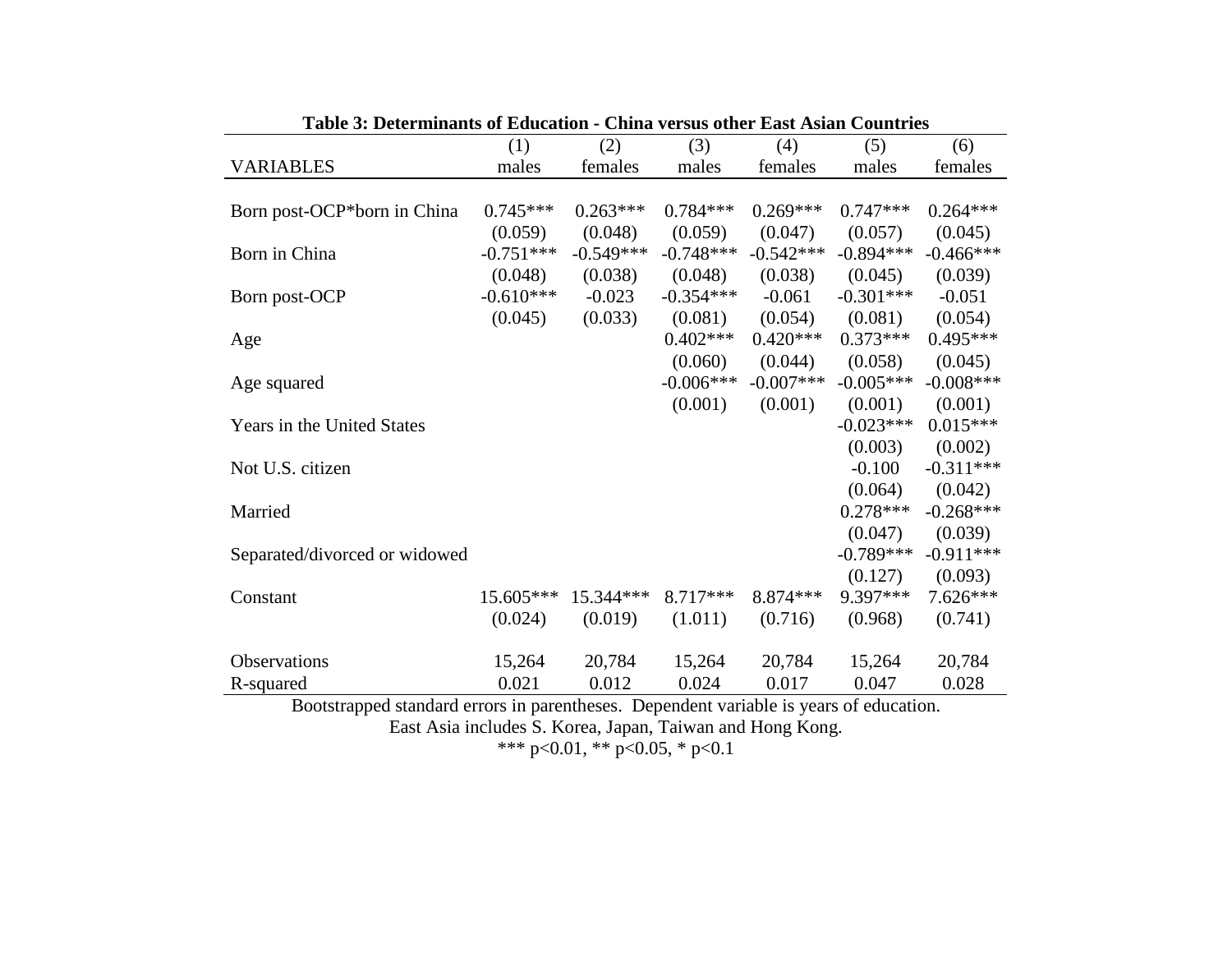**Table 3: Determinants of Education - China versus other East Asian Countries**

| VARIABLES | (1) males | (2) females | (3) males | (4) females | (5) males | (6) females |
|---|---|---|---|---|---|---|
| Born post-OCP*born in China | 0.745*** | 0.263*** | 0.784*** | 0.269*** | 0.747*** | 0.264*** |
| | (0.059) | (0.048) | (0.059) | (0.047) | (0.057) | (0.045) |
| Born in China | -0.751*** | -0.549*** | -0.748*** | -0.542*** | -0.894*** | -0.466*** |
| | (0.048) | (0.038) | (0.048) | (0.038) | (0.045) | (0.039) |
| Born post-OCP | -0.610*** | -0.023 | -0.354*** | -0.061 | -0.301*** | -0.051 |
| | (0.045) | (0.033) | (0.081) | (0.054) | (0.081) | (0.054) |
| Age | | | 0.402*** | 0.420*** | 0.373*** | 0.495*** |
| | | | (0.060) | (0.044) | (0.058) | (0.045) |
| Age squared | | | -0.006*** | -0.007*** | -0.005*** | -0.008*** |
| | | | (0.001) | (0.001) | (0.001) | (0.001) |
| Years in the United States | | | | | -0.023*** | 0.015*** |
| | | | | | (0.003) | (0.002) |
| Not U.S. citizen | | | | | -0.100 | -0.311*** |
| | | | | | (0.064) | (0.042) |
| Married | | | | | 0.278*** | -0.268*** |
| | | | | | (0.047) | (0.039) |
| Separated/divorced or widowed | | | | | -0.789*** | -0.911*** |
| | | | | | (0.127) | (0.093) |
| Constant | 15.605*** | 15.344*** | 8.717*** | 8.874*** | 9.397*** | 7.626*** |
| | (0.024) | (0.019) | (1.011) | (0.716) | (0.968) | (0.741) |
| Observations | 15,264 | 20,784 | 15,264 | 20,784 | 15,264 | 20,784 |
| R-squared | 0.021 | 0.012 | 0.024 | 0.017 | 0.047 | 0.028 |

Bootstrapped standard errors in parentheses. Dependent variable is years of education.
East Asia includes S. Korea, Japan, Taiwan and Hong Kong.
*** p<0.01, ** p<0.05, * p<0.1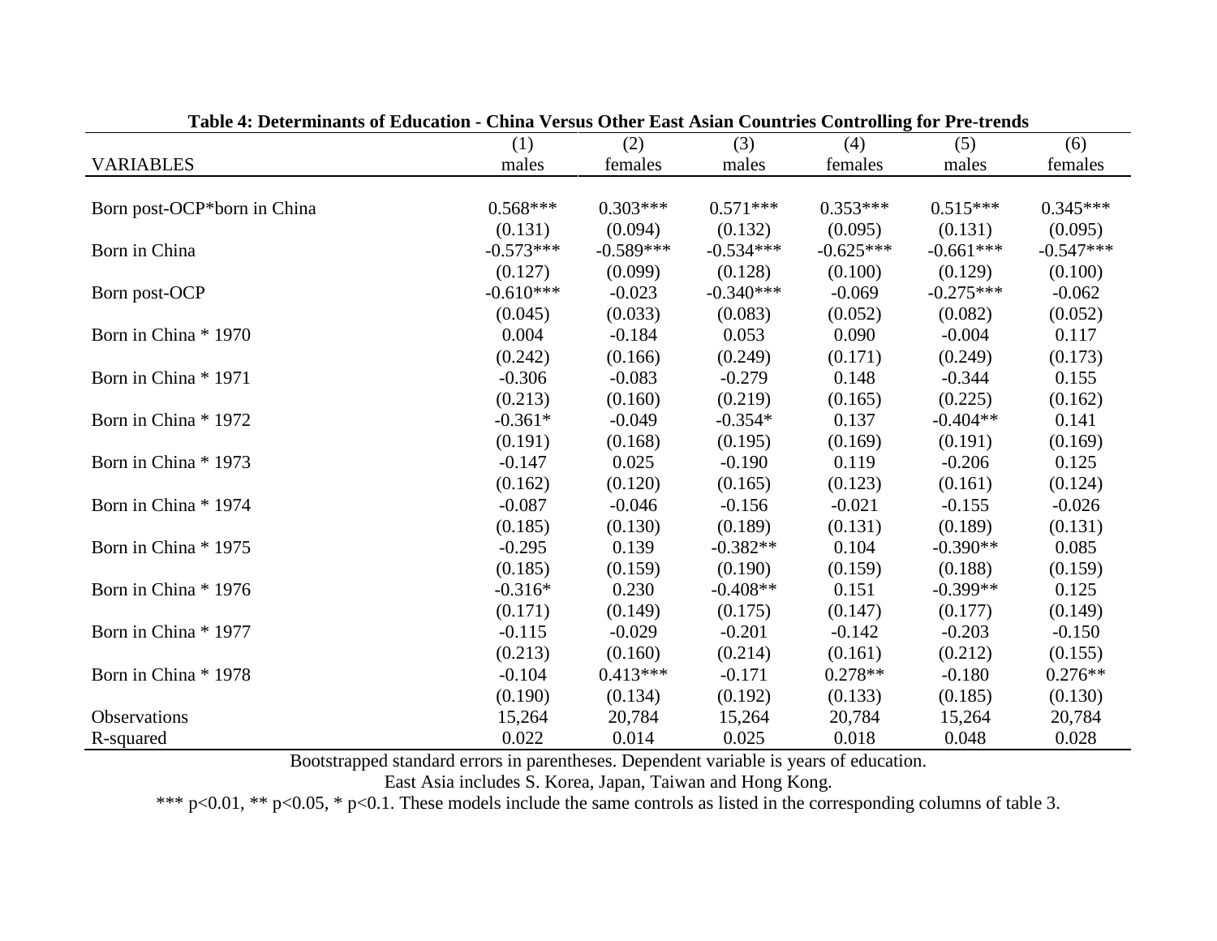**Table 4: Determinants of Education - China Versus Other East Asian Countries Controlling for Pre-trends**

| VARIABLES | (1) males | (2) females | (3) males | (4) females | (5) males | (6) females |
|---|---|---|---|---|---|---|
| Born post-OCP*born in China | 0.568*** | 0.303*** | 0.571*** | 0.353*** | 0.515*** | 0.345*** |
| | (0.131) | (0.094) | (0.132) | (0.095) | (0.131) | (0.095) |
| Born in China | -0.573*** | -0.589*** | -0.534*** | -0.625*** | -0.661*** | -0.547*** |
| | (0.127) | (0.099) | (0.128) | (0.100) | (0.129) | (0.100) |
| Born post-OCP | -0.610*** | -0.023 | -0.340*** | -0.069 | -0.275*** | -0.062 |
| | (0.045) | (0.033) | (0.083) | (0.052) | (0.082) | (0.052) |
| Born in China * 1970 | 0.004 | -0.184 | 0.053 | 0.090 | -0.004 | 0.117 |
| | (0.242) | (0.166) | (0.249) | (0.171) | (0.249) | (0.173) |
| Born in China * 1971 | -0.306 | -0.083 | -0.279 | 0.148 | -0.344 | 0.155 |
| | (0.213) | (0.160) | (0.219) | (0.165) | (0.225) | (0.162) |
| Born in China * 1972 | -0.361* | -0.049 | -0.354* | 0.137 | -0.404** | 0.141 |
| | (0.191) | (0.168) | (0.195) | (0.169) | (0.191) | (0.169) |
| Born in China * 1973 | -0.147 | 0.025 | -0.190 | 0.119 | -0.206 | 0.125 |
| | (0.162) | (0.120) | (0.165) | (0.123) | (0.161) | (0.124) |
| Born in China * 1974 | -0.087 | -0.046 | -0.156 | -0.021 | -0.155 | -0.026 |
| | (0.185) | (0.130) | (0.189) | (0.131) | (0.189) | (0.131) |
| Born in China * 1975 | -0.295 | 0.139 | -0.382** | 0.104 | -0.390** | 0.085 |
| | (0.185) | (0.159) | (0.190) | (0.159) | (0.188) | (0.159) |
| Born in China * 1976 | -0.316* | 0.230 | -0.408** | 0.151 | -0.399** | 0.125 |
| | (0.171) | (0.149) | (0.175) | (0.147) | (0.177) | (0.149) |
| Born in China * 1977 | -0.115 | -0.029 | -0.201 | -0.142 | -0.203 | -0.150 |
| | (0.213) | (0.160) | (0.214) | (0.161) | (0.212) | (0.155) |
| Born in China * 1978 | -0.104 | 0.413*** | -0.171 | 0.278** | -0.180 | 0.276** |
| | (0.190) | (0.134) | (0.192) | (0.133) | (0.185) | (0.130) |
| Observations | 15,264 | 20,784 | 15,264 | 20,784 | 15,264 | 20,784 |
| R-squared | 0.022 | 0.014 | 0.025 | 0.018 | 0.048 | 0.028 |

Bootstrapped standard errors in parentheses. Dependent variable is years of education.

East Asia includes S. Korea, Japan, Taiwan and Hong Kong.

*** p<0.01, ** p<0.05, * p<0.1. These models include the same controls as listed in the corresponding columns of table 3.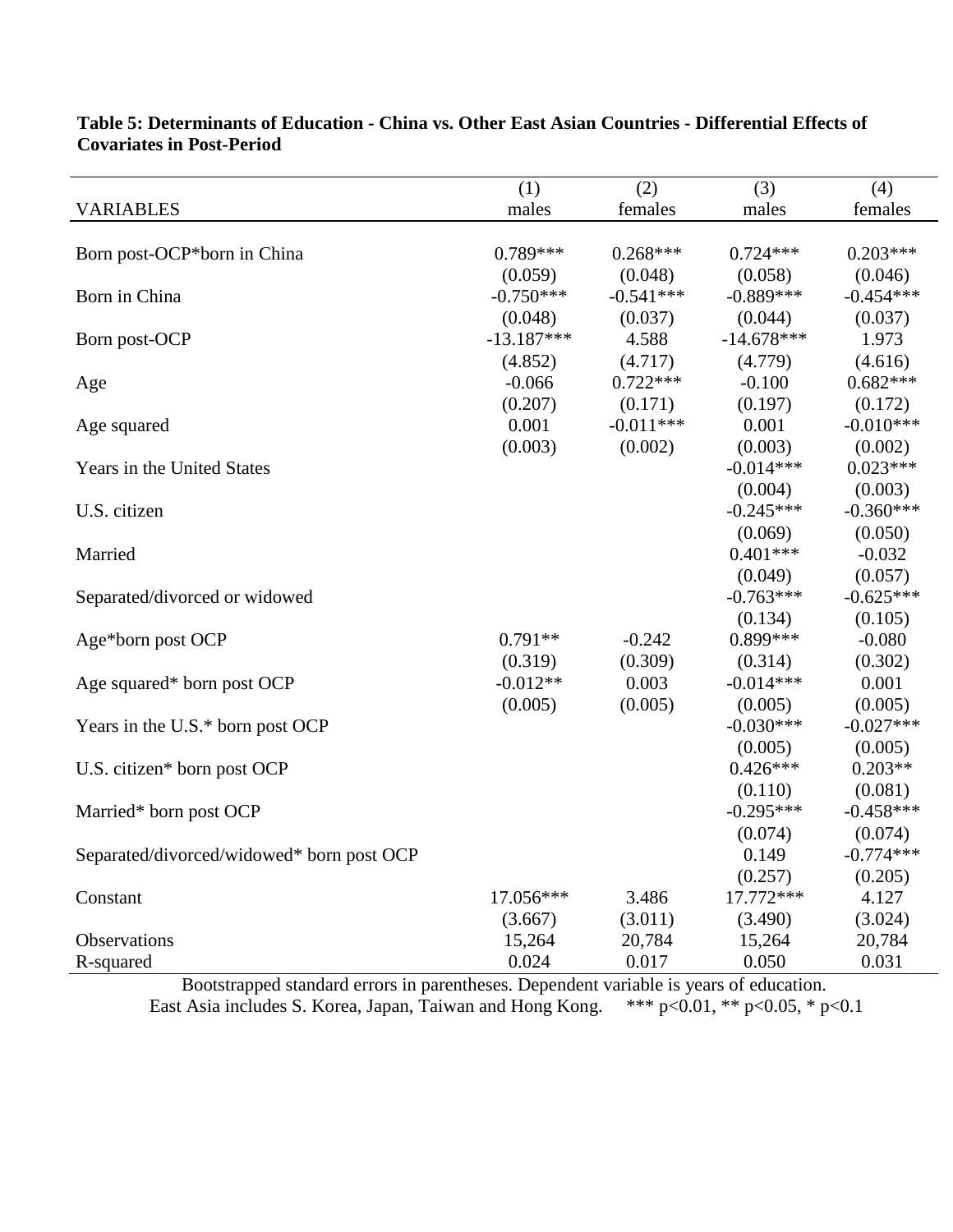**Table 5: Determinants of Education - China vs. Other East Asian Countries - Differential Effects of Covariates in Post-Period**

| | (1) | (2) | (3) | (4) |
|---|---|---|---|---|
| VARIABLES | males | females | males | females |
| Born post-OCP*born in China | 0.789*** | 0.268*** | 0.724*** | 0.203*** |
| | (0.059) | (0.048) | (0.058) | (0.046) |
| Born in China | -0.750*** | -0.541*** | -0.889*** | -0.454*** |
| | (0.048) | (0.037) | (0.044) | (0.037) |
| Born post-OCP | -13.187*** | 4.588 | -14.678*** | 1.973 |
| | (4.852) | (4.717) | (4.779) | (4.616) |
| Age | -0.066 | 0.722*** | -0.100 | 0.682*** |
| | (0.207) | (0.171) | (0.197) | (0.172) |
| Age squared | 0.001 | -0.011*** | 0.001 | -0.010*** |
| | (0.003) | (0.002) | (0.003) | (0.002) |
| Years in the United States | | | -0.014*** | 0.023*** |
| | | | (0.004) | (0.003) |
| U.S. citizen | | | -0.245*** | -0.360*** |
| | | | (0.069) | (0.050) |
| Married | | | 0.401*** | -0.032 |
| | | | (0.049) | (0.057) |
| Separated/divorced or widowed | | | -0.763*** | -0.625*** |
| | | | (0.134) | (0.105) |
| Age*born post OCP | 0.791** | -0.242 | 0.899*** | -0.080 |
| | (0.319) | (0.309) | (0.314) | (0.302) |
| Age squared* born post OCP | -0.012** | 0.003 | -0.014*** | 0.001 |
| | (0.005) | (0.005) | (0.005) | (0.005) |
| Years in the U.S.* born post OCP | | | -0.030*** | -0.027*** |
| | | | (0.005) | (0.005) |
| U.S. citizen* born post OCP | | | 0.426*** | 0.203** |
| | | | (0.110) | (0.081) |
| Married* born post OCP | | | -0.295*** | -0.458*** |
| | | | (0.074) | (0.074) |
| Separated/divorced/widowed* born post OCP | | | 0.149 | -0.774*** |
| | | | (0.257) | (0.205) |
| Constant | 17.056*** | 3.486 | 17.772*** | 4.127 |
| | (3.667) | (3.011) | (3.490) | (3.024) |
| Observations | 15,264 | 20,784 | 15,264 | 20,784 |
| R-squared | 0.024 | 0.017 | 0.050 | 0.031 |

Bootstrapped standard errors in parentheses. Dependent variable is years of education.
East Asia includes S. Korea, Japan, Taiwan and Hong Kong. *** p<0.01, ** p<0.05, * p<0.1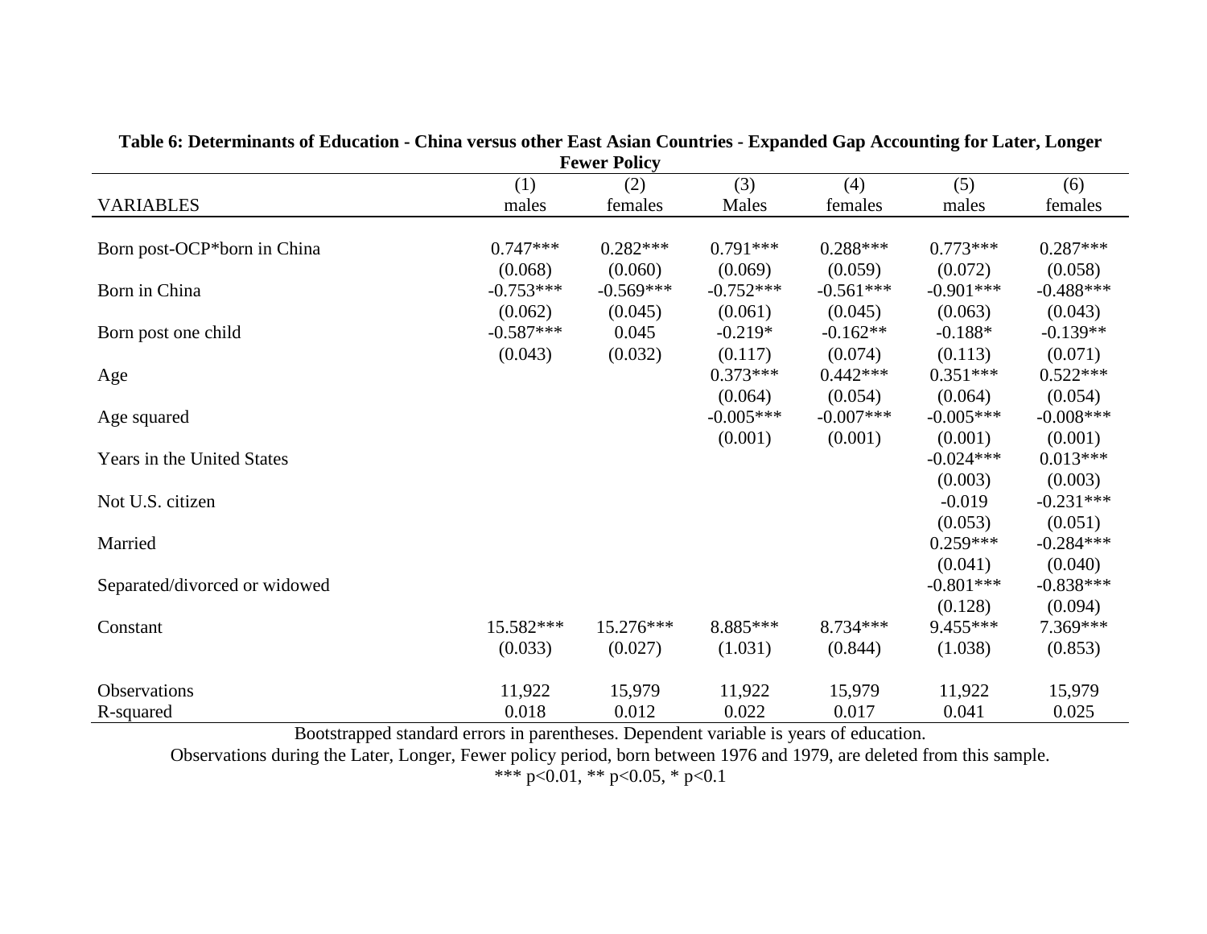**Table 6: Determinants of Education - China versus other East Asian Countries - Expanded Gap Accounting for Later, Longer Fewer Policy**

| | (1) | (2) | (3) | (4) | (5) | (6) |
|---|---|---|---|---|---|---|
| VARIABLES | males | females | Males | females | males | females |
| Born post-OCP*born in China | 0.747*** | 0.282*** | 0.791*** | 0.288*** | 0.773*** | 0.287*** |
| | (0.068) | (0.060) | (0.069) | (0.059) | (0.072) | (0.058) |
| Born in China | -0.753*** | -0.569*** | -0.752*** | -0.561*** | -0.901*** | -0.488*** |
| | (0.062) | (0.045) | (0.061) | (0.045) | (0.063) | (0.043) |
| Born post one child | -0.587*** | 0.045 | -0.219* | -0.162** | -0.188* | -0.139** |
| | (0.043) | (0.032) | (0.117) | (0.074) | (0.113) | (0.071) |
| Age | | | 0.373*** | 0.442*** | 0.351*** | 0.522*** |
| | | | (0.064) | (0.054) | (0.064) | (0.054) |
| Age squared | | | -0.005*** | -0.007*** | -0.005*** | -0.008*** |
| | | | (0.001) | (0.001) | (0.001) | (0.001) |
| Years in the United States | | | | | -0.024*** | 0.013*** |
| | | | | | (0.003) | (0.003) |
| Not U.S. citizen | | | | | -0.019 | -0.231*** |
| | | | | | (0.053) | (0.051) |
| Married | | | | | 0.259*** | -0.284*** |
| | | | | | (0.041) | (0.040) |
| Separated/divorced or widowed | | | | | -0.801*** | -0.838*** |
| | | | | | (0.128) | (0.094) |
| Constant | 15.582*** | 15.276*** | 8.885*** | 8.734*** | 9.455*** | 7.369*** |
| | (0.033) | (0.027) | (1.031) | (0.844) | (1.038) | (0.853) |
| Observations | 11,922 | 15,979 | 11,922 | 15,979 | 11,922 | 15,979 |
| R-squared | 0.018 | 0.012 | 0.022 | 0.017 | 0.041 | 0.025 |

Bootstrapped standard errors in parentheses. Dependent variable is years of education.

Observations during the Later, Longer, Fewer policy period, born between 1976 and 1979, are deleted from this sample.

*** p<0.01, ** p<0.05, * p<0.1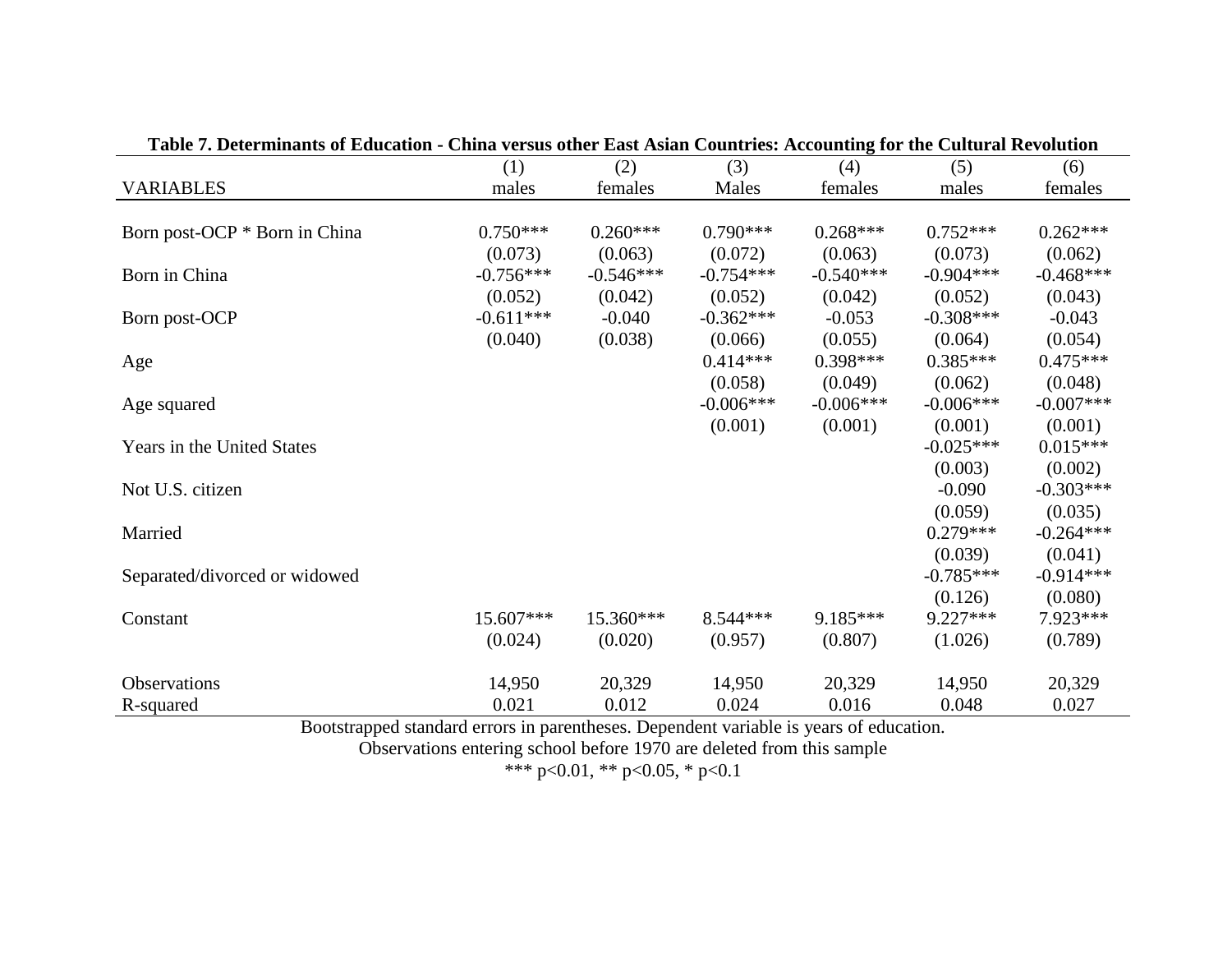**Table 7. Determinants of Education - China versus other East Asian Countries: Accounting for the Cultural Revolution**

| VARIABLES | (1) males | (2) females | (3) Males | (4) females | (5) males | (6) females |
|---|---|---|---|---|---|---|
| Born post-OCP * Born in China | 0.750*** | 0.260*** | 0.790*** | 0.268*** | 0.752*** | 0.262*** |
| | (0.073) | (0.063) | (0.072) | (0.063) | (0.073) | (0.062) |
| Born in China | -0.756*** | -0.546*** | -0.754*** | -0.540*** | -0.904*** | -0.468*** |
| | (0.052) | (0.042) | (0.052) | (0.042) | (0.052) | (0.043) |
| Born post-OCP | -0.611*** | -0.040 | -0.362*** | -0.053 | -0.308*** | -0.043 |
| | (0.040) | (0.038) | (0.066) | (0.055) | (0.064) | (0.054) |
| Age | | | 0.414*** | 0.398*** | 0.385*** | 0.475*** |
| | | | (0.058) | (0.049) | (0.062) | (0.048) |
| Age squared | | | -0.006*** | -0.006*** | -0.006*** | -0.007*** |
| | | | (0.001) | (0.001) | (0.001) | (0.001) |
| Years in the United States | | | | | -0.025*** | 0.015*** |
| | | | | | (0.003) | (0.002) |
| Not U.S. citizen | | | | | -0.090 | -0.303*** |
| | | | | | (0.059) | (0.035) |
| Married | | | | | 0.279*** | -0.264*** |
| | | | | | (0.039) | (0.041) |
| Separated/divorced or widowed | | | | | -0.785*** | -0.914*** |
| | | | | | (0.126) | (0.080) |
| Constant | 15.607*** | 15.360*** | 8.544*** | 9.185*** | 9.227*** | 7.923*** |
| | (0.024) | (0.020) | (0.957) | (0.807) | (1.026) | (0.789) |
| Observations | 14,950 | 20,329 | 14,950 | 20,329 | 14,950 | 20,329 |
| R-squared | 0.021 | 0.012 | 0.024 | 0.016 | 0.048 | 0.027 |

Bootstrapped standard errors in parentheses. Dependent variable is years of education.

Observations entering school before 1970 are deleted from this sample

*** p<0.01, ** p<0.05, * p<0.1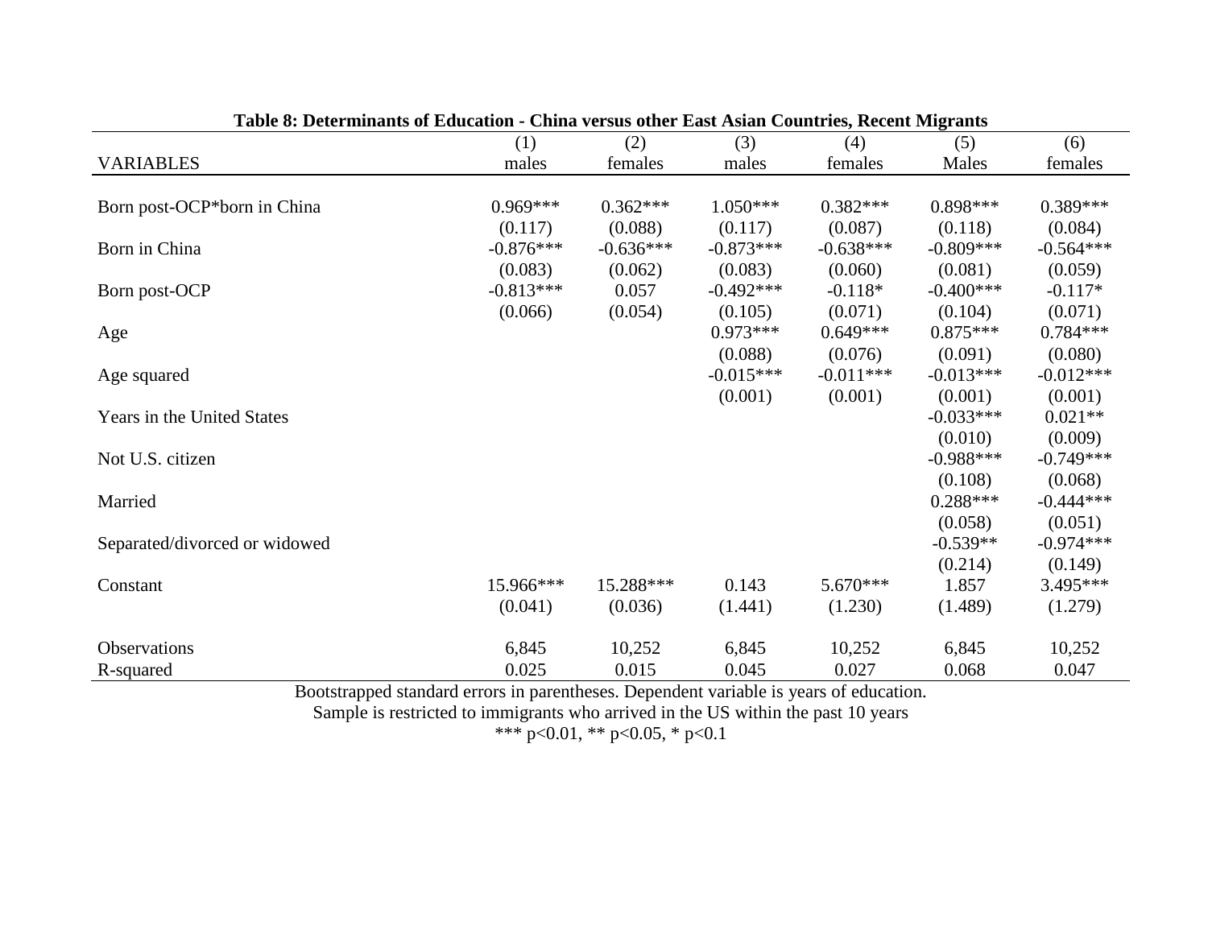**Table 8: Determinants of Education - China versus other East Asian Countries, Recent Migrants**

| VARIABLES | (1) males | (2) females | (3) males | (4) females | (5) Males | (6) females |
|---|---|---|---|---|---|---|
| Born post-OCP*born in China | 0.969*** | 0.362*** | 1.050*** | 0.382*** | 0.898*** | 0.389*** |
| | (0.117) | (0.088) | (0.117) | (0.087) | (0.118) | (0.084) |
| Born in China | -0.876*** | -0.636*** | -0.873*** | -0.638*** | -0.809*** | -0.564*** |
| | (0.083) | (0.062) | (0.083) | (0.060) | (0.081) | (0.059) |
| Born post-OCP | -0.813*** | 0.057 | -0.492*** | -0.118* | -0.400*** | -0.117* |
| | (0.066) | (0.054) | (0.105) | (0.071) | (0.104) | (0.071) |
| Age | | | 0.973*** | 0.649*** | 0.875*** | 0.784*** |
| | | | (0.088) | (0.076) | (0.091) | (0.080) |
| Age squared | | | -0.015*** | -0.011*** | -0.013*** | -0.012*** |
| | | | (0.001) | (0.001) | (0.001) | (0.001) |
| Years in the United States | | | | | -0.033*** | 0.021** |
| | | | | | (0.010) | (0.009) |
| Not U.S. citizen | | | | | -0.988*** | -0.749*** |
| | | | | | (0.108) | (0.068) |
| Married | | | | | 0.288*** | -0.444*** |
| | | | | | (0.058) | (0.051) |
| Separated/divorced or widowed | | | | | -0.539** | -0.974*** |
| | | | | | (0.214) | (0.149) |
| Constant | 15.966*** | 15.288*** | 0.143 | 5.670*** | 1.857 | 3.495*** |
| | (0.041) | (0.036) | (1.441) | (1.230) | (1.489) | (1.279) |
| Observations | 6,845 | 10,252 | 6,845 | 10,252 | 6,845 | 10,252 |
| R-squared | 0.025 | 0.015 | 0.045 | 0.027 | 0.068 | 0.047 |

Bootstrapped standard errors in parentheses. Dependent variable is years of education.
Sample is restricted to immigrants who arrived in the US within the past 10 years
*** p<0.01, ** p<0.05, * p<0.1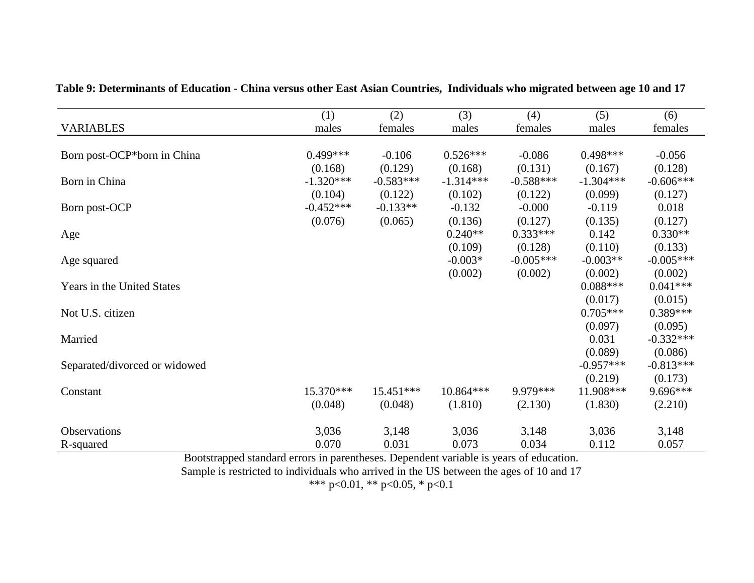**Table 9: Determinants of Education - China versus other East Asian Countries, Individuals who migrated between age 10 and 17**

| VARIABLES | (1) males | (2) females | (3) males | (4) females | (5) males | (6) females |
|---|---|---|---|---|---|---|
| Born post-OCP*born in China | 0.499*** | -0.106 | 0.526*** | -0.086 | 0.498*** | -0.056 |
| | (0.168) | (0.129) | (0.168) | (0.131) | (0.167) | (0.128) |
| Born in China | -1.320*** | -0.583*** | -1.314*** | -0.588*** | -1.304*** | -0.606*** |
| | (0.104) | (0.122) | (0.102) | (0.122) | (0.099) | (0.127) |
| Born post-OCP | -0.452*** | -0.133** | -0.132 | -0.000 | -0.119 | 0.018 |
| | (0.076) | (0.065) | (0.136) | (0.127) | (0.135) | (0.127) |
| Age | | | 0.240** | 0.333*** | 0.142 | 0.330** |
| | | | (0.109) | (0.128) | (0.110) | (0.133) |
| Age squared | | | -0.003* | -0.005*** | -0.003** | -0.005*** |
| | | | (0.002) | (0.002) | (0.002) | (0.002) |
| Years in the United States | | | | | 0.088*** | 0.041*** |
| | | | | | (0.017) | (0.015) |
| Not U.S. citizen | | | | | 0.705*** | 0.389*** |
| | | | | | (0.097) | (0.095) |
| Married | | | | | 0.031 | -0.332*** |
| | | | | | (0.089) | (0.086) |
| Separated/divorced or widowed | | | | | -0.957*** | -0.813*** |
| | | | | | (0.219) | (0.173) |
| Constant | 15.370*** | 15.451*** | 10.864*** | 9.979*** | 11.908*** | 9.696*** |
| | (0.048) | (0.048) | (1.810) | (2.130) | (1.830) | (2.210) |
| Observations | 3,036 | 3,148 | 3,036 | 3,148 | 3,036 | 3,148 |
| R-squared | 0.070 | 0.031 | 0.073 | 0.034 | 0.112 | 0.057 |

Bootstrapped standard errors in parentheses. Dependent variable is years of education.
Sample is restricted to individuals who arrived in the US between the ages of 10 and 17
*** p<0.01, ** p<0.05, * p<0.1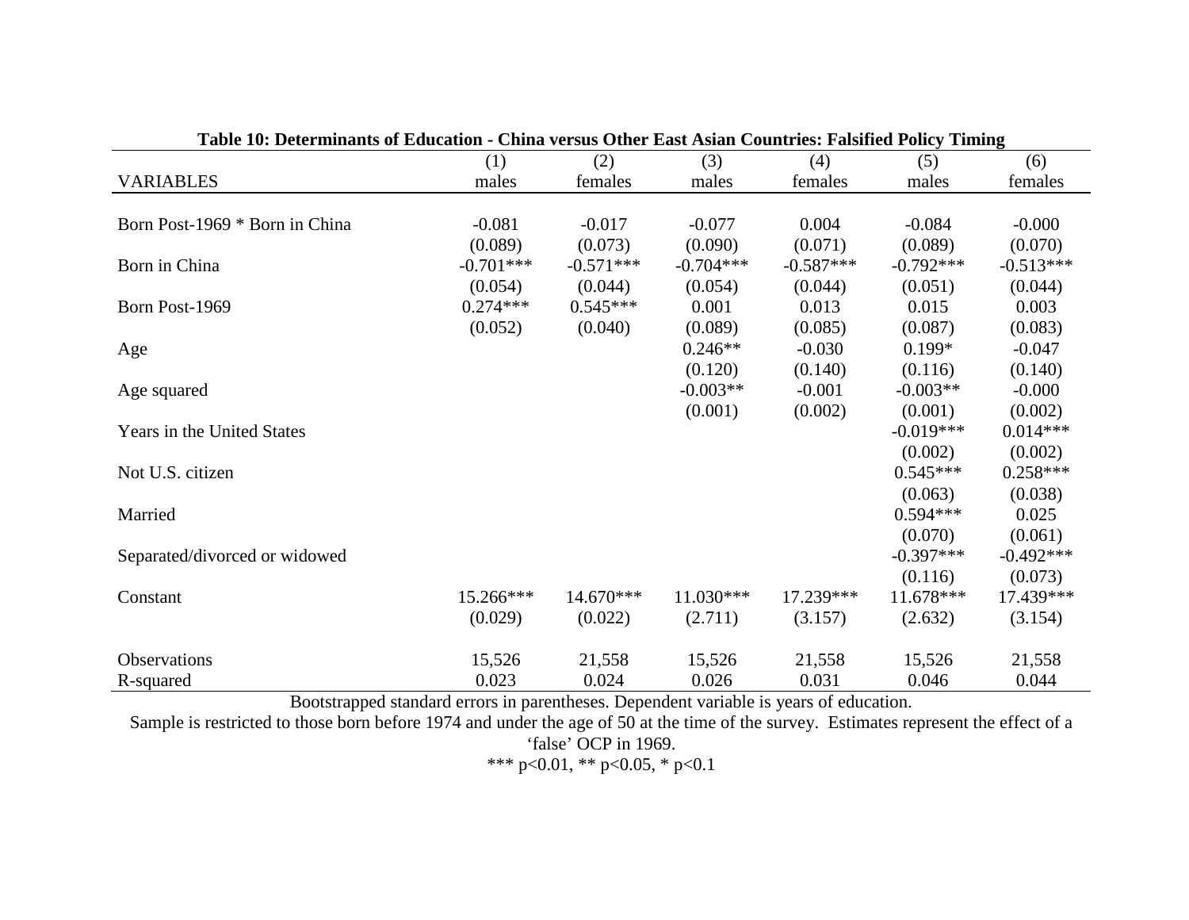**Table 10: Determinants of Education - China versus Other East Asian Countries: Falsified Policy Timing**

| VARIABLES | (1) males | (2) females | (3) males | (4) females | (5) males | (6) females |
|---|---|---|---|---|---|---|
| Born Post-1969 * Born in China | -0.081 | -0.017 | -0.077 | 0.004 | -0.084 | -0.000 |
| | (0.089) | (0.073) | (0.090) | (0.071) | (0.089) | (0.070) |
| Born in China | -0.701*** | -0.571*** | -0.704*** | -0.587*** | -0.792*** | -0.513*** |
| | (0.054) | (0.044) | (0.054) | (0.044) | (0.051) | (0.044) |
| Born Post-1969 | 0.274*** | 0.545*** | 0.001 | 0.013 | 0.015 | 0.003 |
| | (0.052) | (0.040) | (0.089) | (0.085) | (0.087) | (0.083) |
| Age | | | 0.246** | -0.030 | 0.199* | -0.047 |
| | | | (0.120) | (0.140) | (0.116) | (0.140) |
| Age squared | | | -0.003** | -0.001 | -0.003** | -0.000 |
| | | | (0.001) | (0.002) | (0.001) | (0.002) |
| Years in the United States | | | | | -0.019*** | 0.014*** |
| | | | | | (0.002) | (0.002) |
| Not U.S. citizen | | | | | 0.545*** | 0.258*** |
| | | | | | (0.063) | (0.038) |
| Married | | | | | 0.594*** | 0.025 |
| | | | | | (0.070) | (0.061) |
| Separated/divorced or widowed | | | | | -0.397*** | -0.492*** |
| | | | | | (0.116) | (0.073) |
| Constant | 15.266*** | 14.670*** | 11.030*** | 17.239*** | 11.678*** | 17.439*** |
| | (0.029) | (0.022) | (2.711) | (3.157) | (2.632) | (3.154) |
| Observations | 15,526 | 21,558 | 15,526 | 21,558 | 15,526 | 21,558 |
| R-squared | 0.023 | 0.024 | 0.026 | 0.031 | 0.046 | 0.044 |

Bootstrapped standard errors in parentheses. Dependent variable is years of education.

Sample is restricted to those born before 1974 and under the age of 50 at the time of the survey. Estimates represent the effect of a 'false' OCP in 1969.

*** p<0.01, ** p<0.05, * p<0.1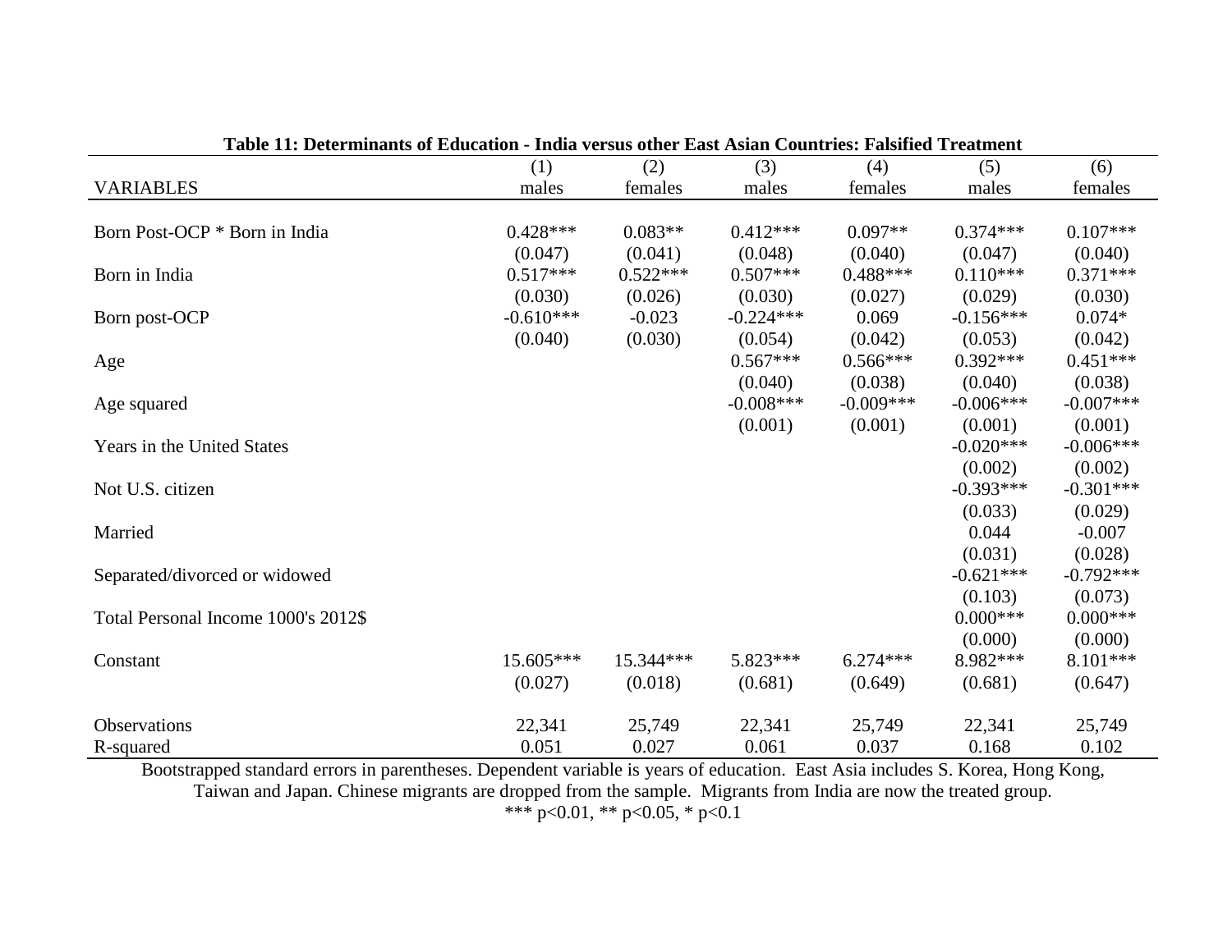**Table 11: Determinants of Education - India versus other East Asian Countries: Falsified Treatment**

| VARIABLES | (1) males | (2) females | (3) males | (4) females | (5) males | (6) females |
|---|---|---|---|---|---|---|
| Born Post-OCP * Born in India | 0.428*** | 0.083** | 0.412*** | 0.097** | 0.374*** | 0.107*** |
| | (0.047) | (0.041) | (0.048) | (0.040) | (0.047) | (0.040) |
| Born in India | 0.517*** | 0.522*** | 0.507*** | 0.488*** | 0.110*** | 0.371*** |
| | (0.030) | (0.026) | (0.030) | (0.027) | (0.029) | (0.030) |
| Born post-OCP | -0.610*** | -0.023 | -0.224*** | 0.069 | -0.156*** | 0.074* |
| | (0.040) | (0.030) | (0.054) | (0.042) | (0.053) | (0.042) |
| Age | | | 0.567*** | 0.566*** | 0.392*** | 0.451*** |
| | | | (0.040) | (0.038) | (0.040) | (0.038) |
| Age squared | | | -0.008*** | -0.009*** | -0.006*** | -0.007*** |
| | | | (0.001) | (0.001) | (0.001) | (0.001) |
| Years in the United States | | | | | -0.020*** | -0.006*** |
| | | | | | (0.002) | (0.002) |
| Not U.S. citizen | | | | | -0.393*** | -0.301*** |
| | | | | | (0.033) | (0.029) |
| Married | | | | | 0.044 | -0.007 |
| | | | | | (0.031) | (0.028) |
| Separated/divorced or widowed | | | | | -0.621*** | -0.792*** |
| | | | | | (0.103) | (0.073) |
| Total Personal Income 1000's 2012$ | | | | | 0.000*** | 0.000*** |
| | | | | | (0.000) | (0.000) |
| Constant | 15.605*** | 15.344*** | 5.823*** | 6.274*** | 8.982*** | 8.101*** |
| | (0.027) | (0.018) | (0.681) | (0.649) | (0.681) | (0.647) |
| Observations | 22,341 | 25,749 | 22,341 | 25,749 | 22,341 | 25,749 |
| R-squared | 0.051 | 0.027 | 0.061 | 0.037 | 0.168 | 0.102 |

Bootstrapped standard errors in parentheses. Dependent variable is years of education. East Asia includes S. Korea, Hong Kong, Taiwan and Japan. Chinese migrants are dropped from the sample. Migrants from India are now the treated group.
*** p<0.01, ** p<0.05, * p<0.1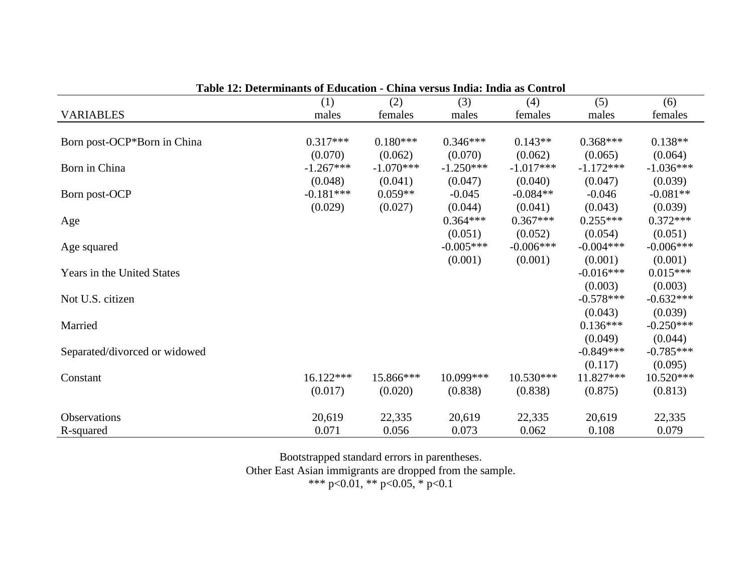**Table 12: Determinants of Education - China versus India: India as Control**

| VARIABLES | (1) males | (2) females | (3) males | (4) females | (5) males | (6) females |
|---|---|---|---|---|---|---|
| Born post-OCP*Born in China | 0.317*** | 0.180*** | 0.346*** | 0.143** | 0.368*** | 0.138** |
| | (0.070) | (0.062) | (0.070) | (0.062) | (0.065) | (0.064) |
| Born in China | -1.267*** | -1.070*** | -1.250*** | -1.017*** | -1.172*** | -1.036*** |
| | (0.048) | (0.041) | (0.047) | (0.040) | (0.047) | (0.039) |
| Born post-OCP | -0.181*** | 0.059** | -0.045 | -0.084** | -0.046 | -0.081** |
| | (0.029) | (0.027) | (0.044) | (0.041) | (0.043) | (0.039) |
| Age | | | 0.364*** | 0.367*** | 0.255*** | 0.372*** |
| | | | (0.051) | (0.052) | (0.054) | (0.051) |
| Age squared | | | -0.005*** | -0.006*** | -0.004*** | -0.006*** |
| | | | (0.001) | (0.001) | (0.001) | (0.001) |
| Years in the United States | | | | | -0.016*** | 0.015*** |
| | | | | | (0.003) | (0.003) |
| Not U.S. citizen | | | | | -0.578*** | -0.632*** |
| | | | | | (0.043) | (0.039) |
| Married | | | | | 0.136*** | -0.250*** |
| | | | | | (0.049) | (0.044) |
| Separated/divorced or widowed | | | | | -0.849*** | -0.785*** |
| | | | | | (0.117) | (0.095) |
| Constant | 16.122*** | 15.866*** | 10.099*** | 10.530*** | 11.827*** | 10.520*** |
| | (0.017) | (0.020) | (0.838) | (0.838) | (0.875) | (0.813) |
| Observations | 20,619 | 22,335 | 20,619 | 22,335 | 20,619 | 22,335 |
| R-squared | 0.071 | 0.056 | 0.073 | 0.062 | 0.108 | 0.079 |

Bootstrapped standard errors in parentheses.
Other East Asian immigrants are dropped from the sample.
*** p<0.01, ** p<0.05, * p<0.1